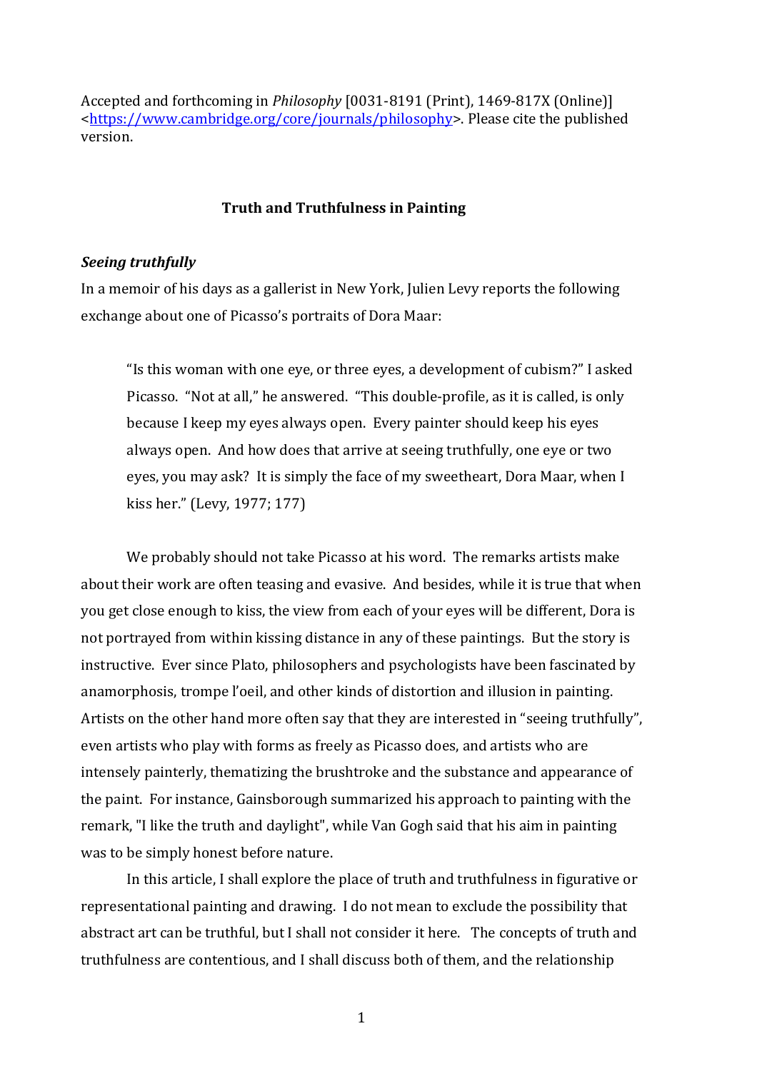Accepted and forthcoming in *Philosophy* [0031-8191 (Print), 1469-817X (Online)] <https://www.cambridge.org/core/journals/philosophy>. Please cite the published version.

# Truth and Truthfulness in Painting

## *Seeing truthfully*

In a memoir of his days as a gallerist in New York, Julien Levy reports the following exchange about one of Picasso's portraits of Dora Maar:

> "Is this woman with one eye, or three eyes, a development of cubism?" I asked Picasso. "Not at all," he answered. "This double-profile, as it is called, is only because I keep my eyes always open. Every painter should keep his eyes always open. And how does that arrive at seeing truthfully, one eye or two eyes, you may ask? It is simply the face of my sweetheart, Dora Maar, when I kiss her." (Levy, 1977; 177)

We probably should not take Picasso at his word. The remarks artists make about their work are often teasing and evasive. And besides, while it is true that when you get close enough to kiss, the view from each of your eyes will be different, Dora is not portrayed from within kissing distance in any of these paintings. But the story is instructive. Ever since Plato, philosophers and psychologists have been fascinated by anamorphosis, trompe l'oeil, and other kinds of distortion and illusion in painting. Artists on the other hand more often say that they are interested in "seeing truthfully", even artists who play with forms as freely as Picasso does, and artists who are intensely painterly, thematizing the brushtroke and the substance and appearance of the paint. For instance, Gainsborough summarized his approach to painting with the remark, "I like the truth and daylight", while Van Gogh said that his aim in painting was to be simply honest before nature.

In this article, I shall explore the place of truth and truthfulness in figurative or representational painting and drawing. I do not mean to exclude the possibility that abstract art can be truthful, but I shall not consider it here. The concepts of truth and truthfulness are contentious, and I shall discuss both of them, and the relationship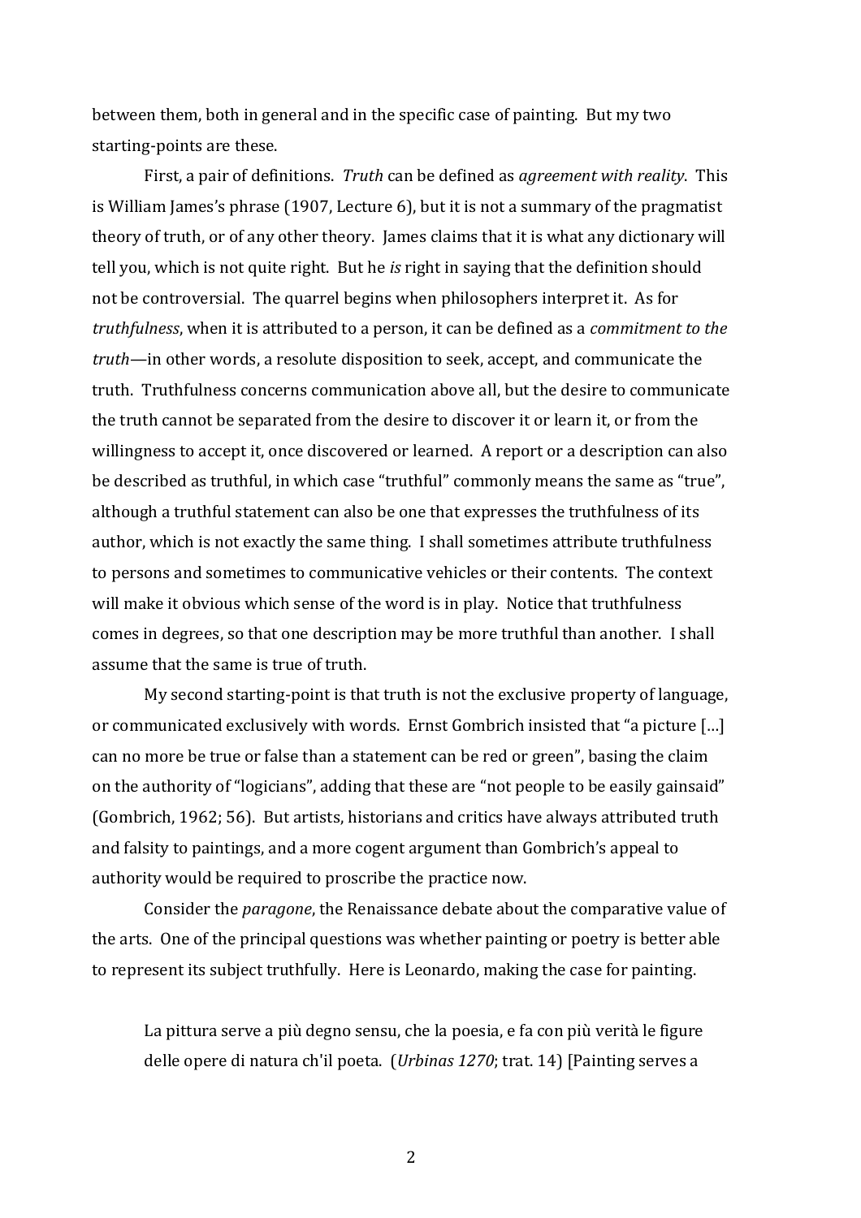between them, both in general and in the specific case of painting. But my two starting-points are these.

First, a pair of definitions. *Truth* can be defined as *agreement with reality*. This is William James's phrase (1907, Lecture 6), but it is not a summary of the pragmatist theory of truth, or of any other theory. James claims that it is what any dictionary will tell you, which is not quite right. But he *is* right in saying that the definition should not be controversial. The quarrel begins when philosophers interpret it. As for *truthfulness*, when it is attributed to a person, it can be defined as a *commitment to the truth*—in other words, a resolute disposition to seek, accept, and communicate the truth. Truthfulness concerns communication above all, but the desire to communicate the truth cannot be separated from the desire to discover it or learn it, or from the willingness to accept it, once discovered or learned. A report or a description can also be described as truthful, in which case "truthful" commonly means the same as "true", although a truthful statement can also be one that expresses the truthfulness of its author, which is not exactly the same thing. I shall sometimes attribute truthfulness to persons and sometimes to communicative vehicles or their contents. The context will make it obvious which sense of the word is in play. Notice that truthfulness comes in degrees, so that one description may be more truthful than another. I shall assume that the same is true of truth.

My second starting-point is that truth is not the exclusive property of language, or communicated exclusively with words. Ernst Gombrich insisted that "a picture […] can no more be true or false than a statement can be red or green", basing the claim on the authority of "logicians", adding that these are "not people to be easily gainsaid" (Gombrich, 1962; 56). But artists, historians and critics have always attributed truth and falsity to paintings, and a more cogent argument than Gombrich's appeal to authority would be required to proscribe the practice now.

Consider the *paragone*, the Renaissance debate about the comparative value of the arts. One of the principal questions was whether painting or poetry is better able to represent its subject truthfully. Here is Leonardo, making the case for painting.

> La pittura serve a più degno sensu, che la poesia, e fa con più verità le figure delle opere di natura ch'il poeta. (*Urbinas 1270*; trat. 14) [Painting serves a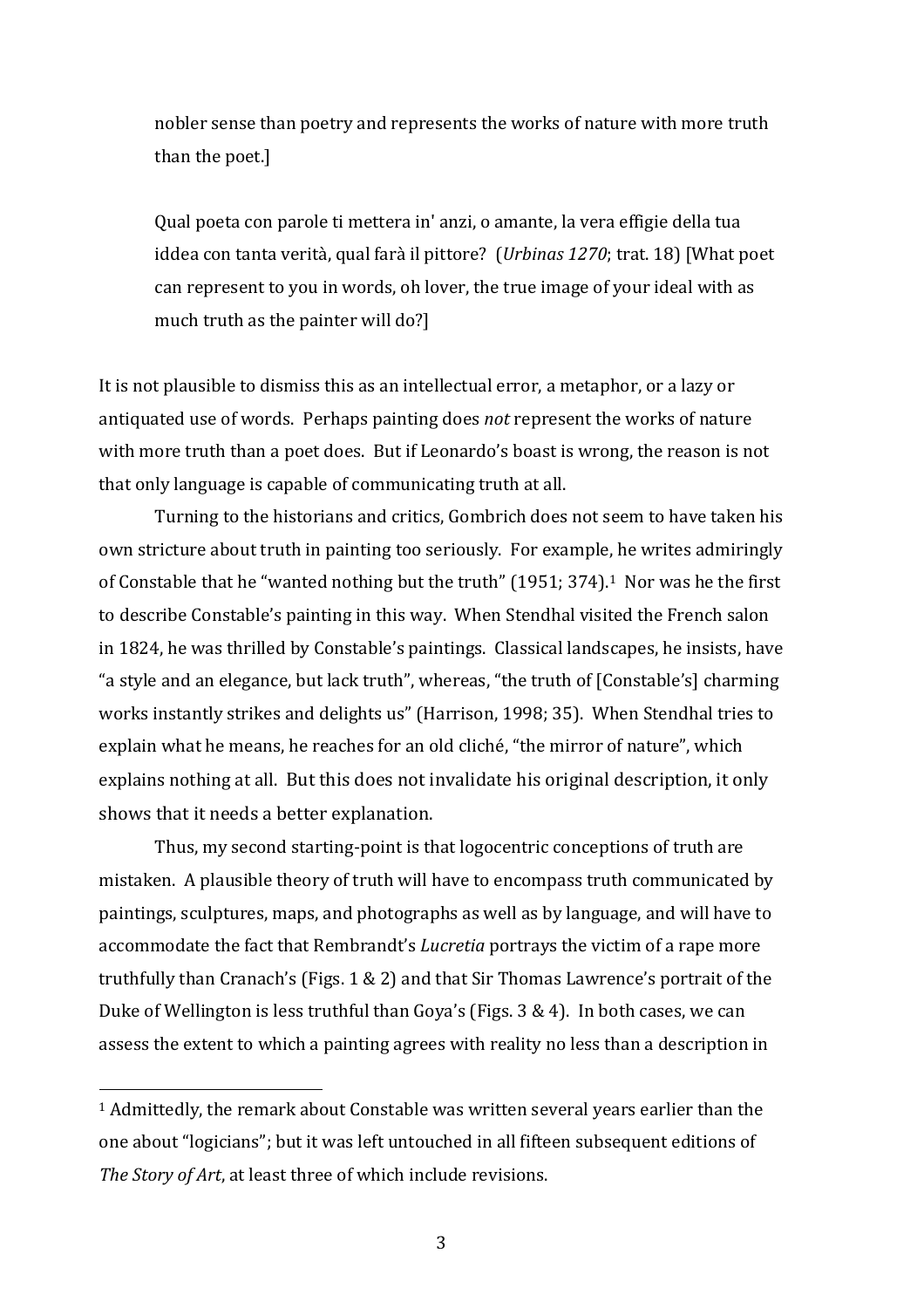> nobler sense than poetry and represents the works of nature with more truth than the poet.]
>
> Qual poeta con parole ti mettera in' anzi, o amante, la vera effigie della tua iddea con tanta verità, qual farà il pittore? (*Urbinas 1270*; trat. 18) [What poet can represent to you in words, oh lover, the true image of your ideal with as much truth as the painter will do?]

It is not plausible to dismiss this as an intellectual error, a metaphor, or a lazy or antiquated use of words. Perhaps painting does *not* represent the works of nature with more truth than a poet does. But if Leonardo's boast is wrong, the reason is not that only language is capable of communicating truth at all.

Turning to the historians and critics, Gombrich does not seem to have taken his own stricture about truth in painting too seriously. For example, he writes admiringly of Constable that he "wanted nothing but the truth" (1951; 374).[1] Nor was he the first to describe Constable's painting in this way. When Stendhal visited the French salon in 1824, he was thrilled by Constable's paintings. Classical landscapes, he insists, have "a style and an elegance, but lack truth", whereas, "the truth of [Constable's] charming works instantly strikes and delights us" (Harrison, 1998; 35). When Stendhal tries to explain what he means, he reaches for an old cliché, "the mirror of nature", which explains nothing at all. But this does not invalidate his original description, it only shows that it needs a better explanation.

Thus, my second starting-point is that logocentric conceptions of truth are mistaken. A plausible theory of truth will have to encompass truth communicated by paintings, sculptures, maps, and photographs as well as by language, and will have to accommodate the fact that Rembrandt's *Lucretia* portrays the victim of a rape more truthfully than Cranach's (Figs. 1 & 2) and that Sir Thomas Lawrence's portrait of the Duke of Wellington is less truthful than Goya's (Figs. 3 & 4). In both cases, we can assess the extent to which a painting agrees with reality no less than a description in

[1] Admittedly, the remark about Constable was written several years earlier than the one about "logicians"; but it was left untouched in all fifteen subsequent editions of *The Story of Art*, at least three of which include revisions.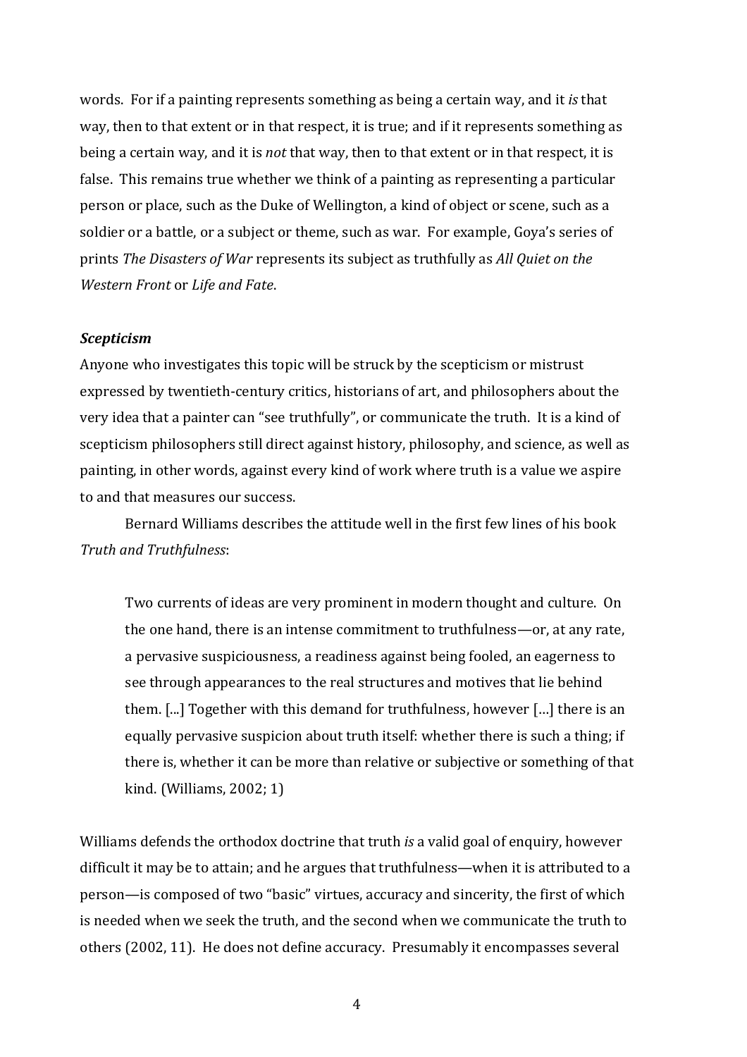words. For if a painting represents something as being a certain way, and it *is* that way, then to that extent or in that respect, it is true; and if it represents something as being a certain way, and it is *not* that way, then to that extent or in that respect, it is false. This remains true whether we think of a painting as representing a particular person or place, such as the Duke of Wellington, a kind of object or scene, such as a soldier or a battle, or a subject or theme, such as war. For example, Goya's series of prints *The Disasters of War* represents its subject as truthfully as *All Quiet on the Western Front* or *Life and Fate*.

***Scepticism***

Anyone who investigates this topic will be struck by the scepticism or mistrust expressed by twentieth-century critics, historians of art, and philosophers about the very idea that a painter can "see truthfully", or communicate the truth. It is a kind of scepticism philosophers still direct against history, philosophy, and science, as well as painting, in other words, against every kind of work where truth is a value we aspire to and that measures our success.

Bernard Williams describes the attitude well in the first few lines of his book *Truth and Truthfulness*:

> Two currents of ideas are very prominent in modern thought and culture. On the one hand, there is an intense commitment to truthfulness—or, at any rate, a pervasive suspiciousness, a readiness against being fooled, an eagerness to see through appearances to the real structures and motives that lie behind them. [...] Together with this demand for truthfulness, however [...] there is an equally pervasive suspicion about truth itself: whether there is such a thing; if there is, whether it can be more than relative or subjective or something of that kind. (Williams, 2002; 1)

Williams defends the orthodox doctrine that truth *is* a valid goal of enquiry, however difficult it may be to attain; and he argues that truthfulness—when it is attributed to a person—is composed of two "basic" virtues, accuracy and sincerity, the first of which is needed when we seek the truth, and the second when we communicate the truth to others (2002, 11). He does not define accuracy. Presumably it encompasses several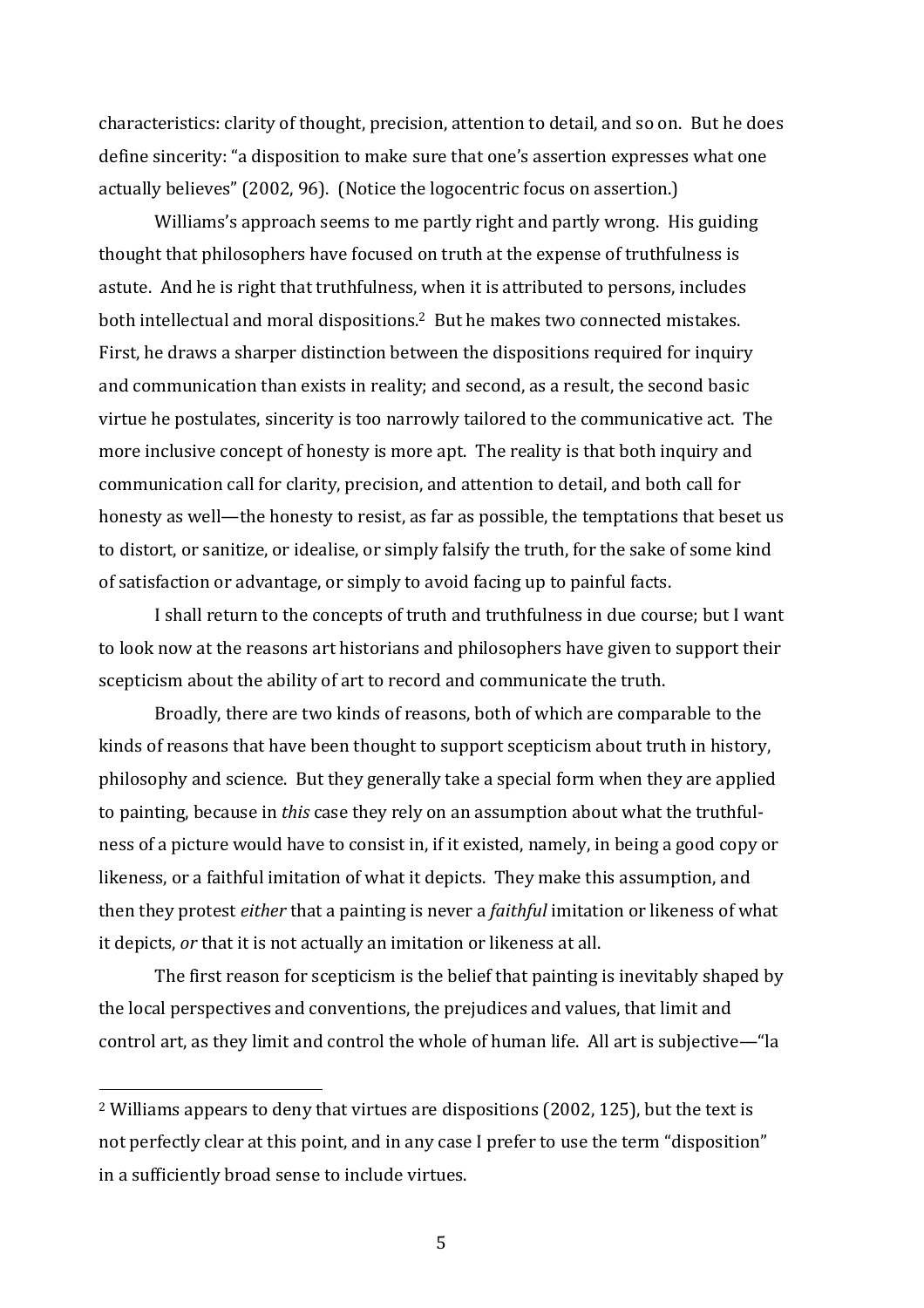characteristics: clarity of thought, precision, attention to detail, and so on. But he does define sincerity: "a disposition to make sure that one's assertion expresses what one actually believes" (2002, 96). (Notice the logocentric focus on assertion.)

Williams's approach seems to me partly right and partly wrong. His guiding thought that philosophers have focused on truth at the expense of truthfulness is astute. And he is right that truthfulness, when it is attributed to persons, includes both intellectual and moral dispositions.[2] But he makes two connected mistakes. First, he draws a sharper distinction between the dispositions required for inquiry and communication than exists in reality; and second, as a result, the second basic virtue he postulates, sincerity is too narrowly tailored to the communicative act. The more inclusive concept of honesty is more apt. The reality is that both inquiry and communication call for clarity, precision, and attention to detail, and both call for honesty as well—the honesty to resist, as far as possible, the temptations that beset us to distort, or sanitize, or idealise, or simply falsify the truth, for the sake of some kind of satisfaction or advantage, or simply to avoid facing up to painful facts.

I shall return to the concepts of truth and truthfulness in due course; but I want to look now at the reasons art historians and philosophers have given to support their scepticism about the ability of art to record and communicate the truth.

Broadly, there are two kinds of reasons, both of which are comparable to the kinds of reasons that have been thought to support scepticism about truth in history, philosophy and science. But they generally take a special form when they are applied to painting, because in *this* case they rely on an assumption about what the truthfulness of a picture would have to consist in, if it existed, namely, in being a good copy or likeness, or a faithful imitation of what it depicts. They make this assumption, and then they protest *either* that a painting is never a *faithful* imitation or likeness of what it depicts, *or* that it is not actually an imitation or likeness at all.

The first reason for scepticism is the belief that painting is inevitably shaped by the local perspectives and conventions, the prejudices and values, that limit and control art, as they limit and control the whole of human life. All art is subjective—"la

---

[2] Williams appears to deny that virtues are dispositions (2002, 125), but the text is not perfectly clear at this point, and in any case I prefer to use the term "disposition" in a sufficiently broad sense to include virtues.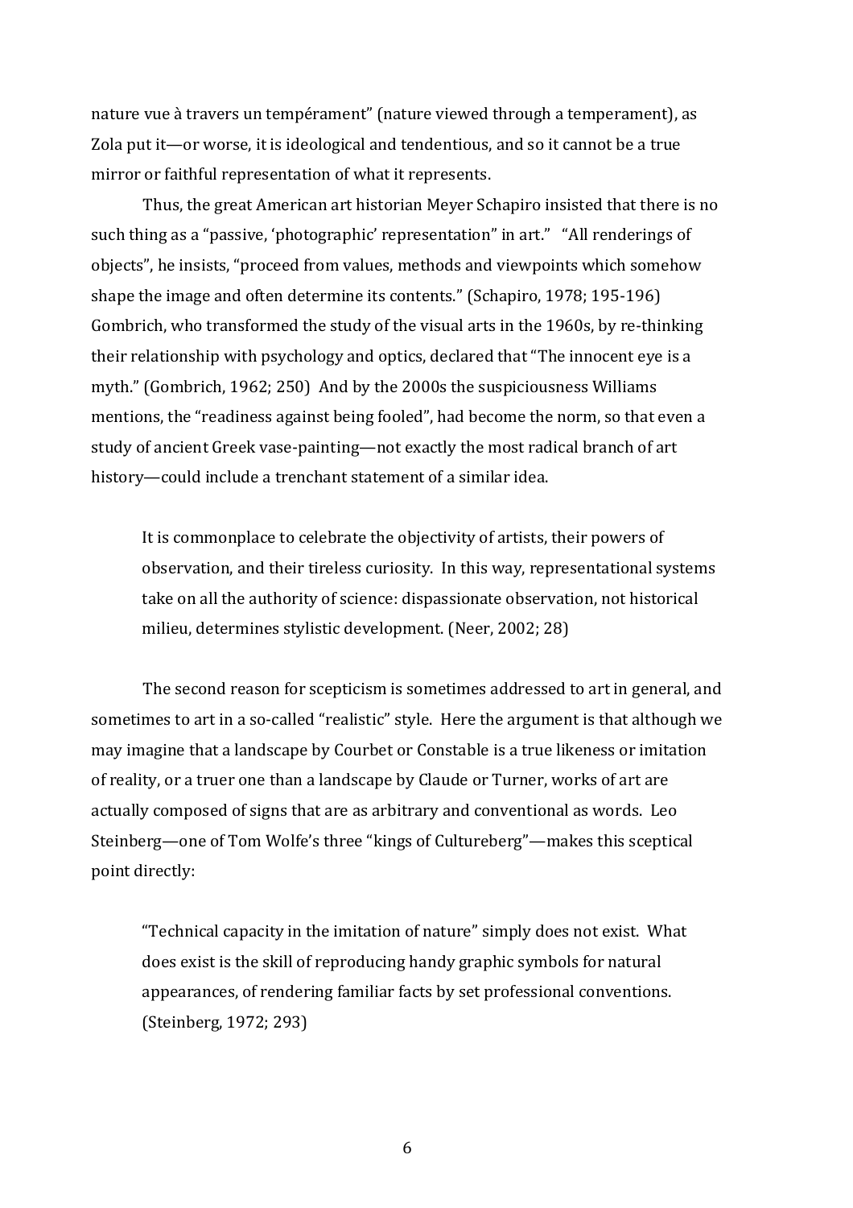nature vue à travers un tempérament" (nature viewed through a temperament), as Zola put it—or worse, it is ideological and tendentious, and so it cannot be a true mirror or faithful representation of what it represents.

Thus, the great American art historian Meyer Schapiro insisted that there is no such thing as a "passive, 'photographic' representation" in art." "All renderings of objects", he insists, "proceed from values, methods and viewpoints which somehow shape the image and often determine its contents." (Schapiro, 1978; 195-196) Gombrich, who transformed the study of the visual arts in the 1960s, by re-thinking their relationship with psychology and optics, declared that "The innocent eye is a myth." (Gombrich, 1962; 250) And by the 2000s the suspiciousness Williams mentions, the "readiness against being fooled", had become the norm, so that even a study of ancient Greek vase-painting—not exactly the most radical branch of art history—could include a trenchant statement of a similar idea.

> It is commonplace to celebrate the objectivity of artists, their powers of observation, and their tireless curiosity. In this way, representational systems take on all the authority of science: dispassionate observation, not historical milieu, determines stylistic development. (Neer, 2002; 28)

The second reason for scepticism is sometimes addressed to art in general, and sometimes to art in a so-called "realistic" style. Here the argument is that although we may imagine that a landscape by Courbet or Constable is a true likeness or imitation of reality, or a truer one than a landscape by Claude or Turner, works of art are actually composed of signs that are as arbitrary and conventional as words. Leo Steinberg—one of Tom Wolfe's three "kings of Cultureberg"—makes this sceptical point directly:

> "Technical capacity in the imitation of nature" simply does not exist. What does exist is the skill of reproducing handy graphic symbols for natural appearances, of rendering familiar facts by set professional conventions. (Steinberg, 1972; 293)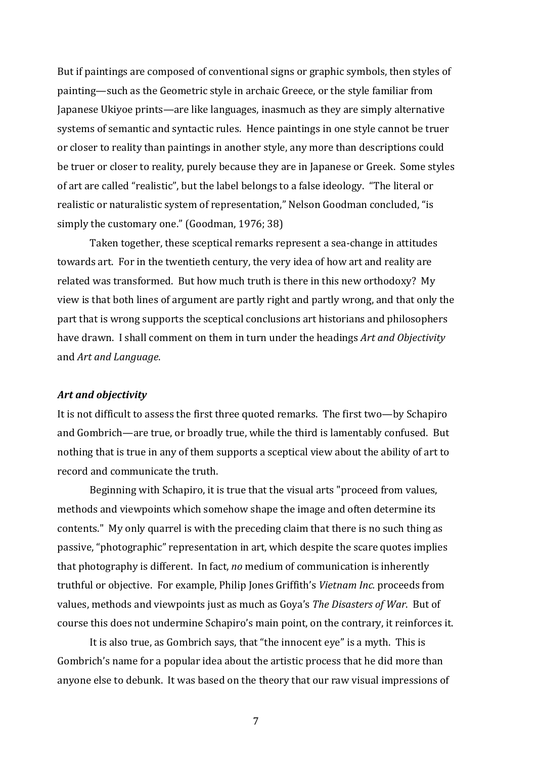But if paintings are composed of conventional signs or graphic symbols, then styles of painting—such as the Geometric style in archaic Greece, or the style familiar from Japanese Ukiyoe prints—are like languages, inasmuch as they are simply alternative systems of semantic and syntactic rules. Hence paintings in one style cannot be truer or closer to reality than paintings in another style, any more than descriptions could be truer or closer to reality, purely because they are in Japanese or Greek. Some styles of art are called "realistic", but the label belongs to a false ideology. "The literal or realistic or naturalistic system of representation," Nelson Goodman concluded, "is simply the customary one." (Goodman, 1976; 38)

Taken together, these sceptical remarks represent a sea-change in attitudes towards art. For in the twentieth century, the very idea of how art and reality are related was transformed. But how much truth is there in this new orthodoxy? My view is that both lines of argument are partly right and partly wrong, and that only the part that is wrong supports the sceptical conclusions art historians and philosophers have drawn. I shall comment on them in turn under the headings *Art and Objectivity* and *Art and Language*.

### *Art and objectivity*

It is not difficult to assess the first three quoted remarks. The first two—by Schapiro and Gombrich—are true, or broadly true, while the third is lamentably confused. But nothing that is true in any of them supports a sceptical view about the ability of art to record and communicate the truth.

Beginning with Schapiro, it is true that the visual arts "proceed from values, methods and viewpoints which somehow shape the image and often determine its contents." My only quarrel is with the preceding claim that there is no such thing as passive, "photographic" representation in art, which despite the scare quotes implies that photography is different. In fact, *no* medium of communication is inherently truthful or objective. For example, Philip Jones Griffith's *Vietnam Inc.* proceeds from values, methods and viewpoints just as much as Goya's *The Disasters of War*. But of course this does not undermine Schapiro's main point, on the contrary, it reinforces it.

It is also true, as Gombrich says, that "the innocent eye" is a myth. This is Gombrich's name for a popular idea about the artistic process that he did more than anyone else to debunk. It was based on the theory that our raw visual impressions of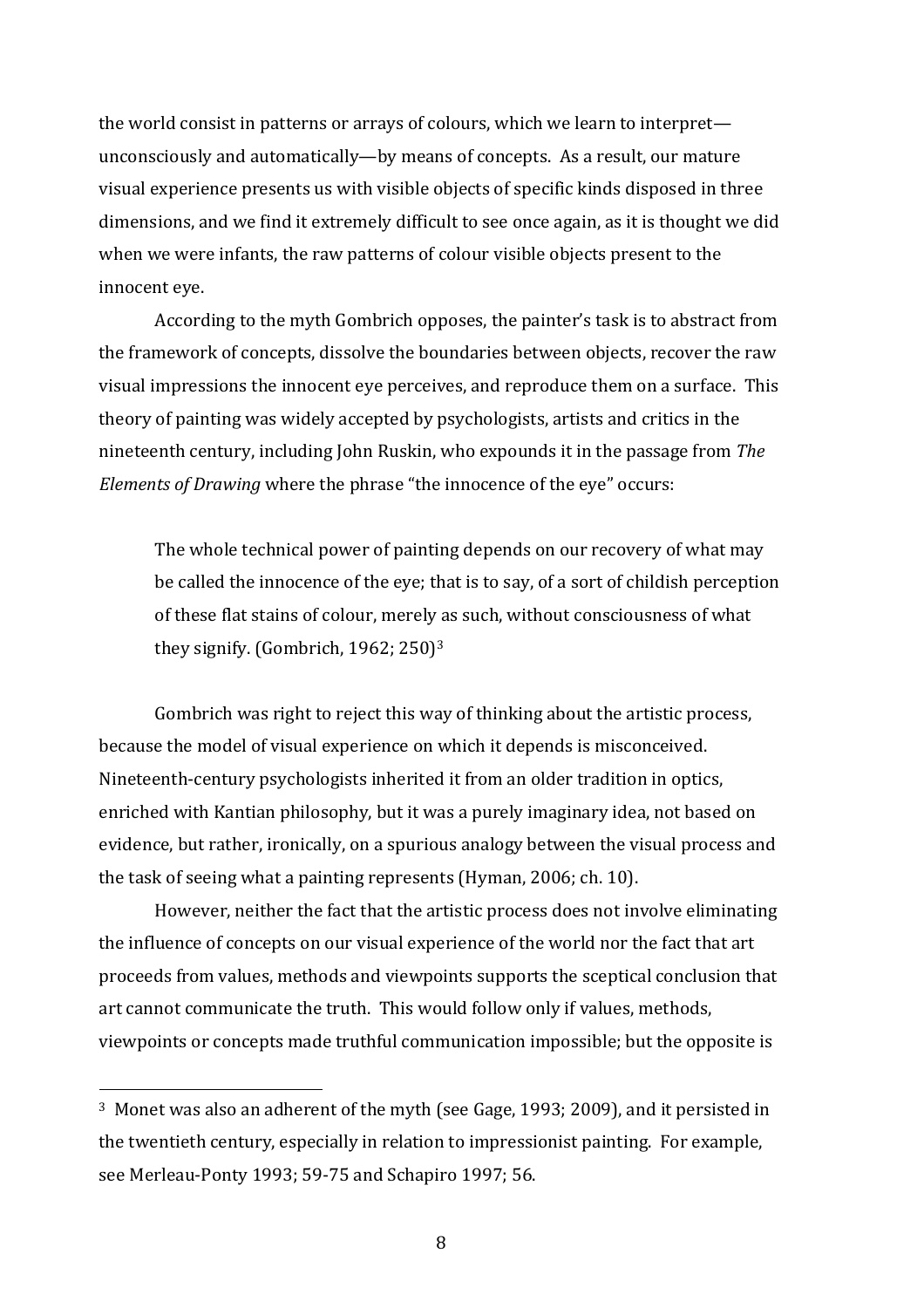the world consist in patterns or arrays of colours, which we learn to interpret—unconsciously and automatically—by means of concepts. As a result, our mature visual experience presents us with visible objects of specific kinds disposed in three dimensions, and we find it extremely difficult to see once again, as it is thought we did when we were infants, the raw patterns of colour visible objects present to the innocent eye.

According to the myth Gombrich opposes, the painter's task is to abstract from the framework of concepts, dissolve the boundaries between objects, recover the raw visual impressions the innocent eye perceives, and reproduce them on a surface. This theory of painting was widely accepted by psychologists, artists and critics in the nineteenth century, including John Ruskin, who expounds it in the passage from *The Elements of Drawing* where the phrase "the innocence of the eye" occurs:

> The whole technical power of painting depends on our recovery of what may be called the innocence of the eye; that is to say, of a sort of childish perception of these flat stains of colour, merely as such, without consciousness of what they signify. (Gombrich, 1962; 250)[3]

Gombrich was right to reject this way of thinking about the artistic process, because the model of visual experience on which it depends is misconceived. Nineteenth-century psychologists inherited it from an older tradition in optics, enriched with Kantian philosophy, but it was a purely imaginary idea, not based on evidence, but rather, ironically, on a spurious analogy between the visual process and the task of seeing what a painting represents (Hyman, 2006; ch. 10).

However, neither the fact that the artistic process does not involve eliminating the influence of concepts on our visual experience of the world nor the fact that art proceeds from values, methods and viewpoints supports the sceptical conclusion that art cannot communicate the truth. This would follow only if values, methods, viewpoints or concepts made truthful communication impossible; but the opposite is

---

[3] Monet was also an adherent of the myth (see Gage, 1993; 2009), and it persisted in the twentieth century, especially in relation to impressionist painting. For example, see Merleau-Ponty 1993; 59-75 and Schapiro 1997; 56.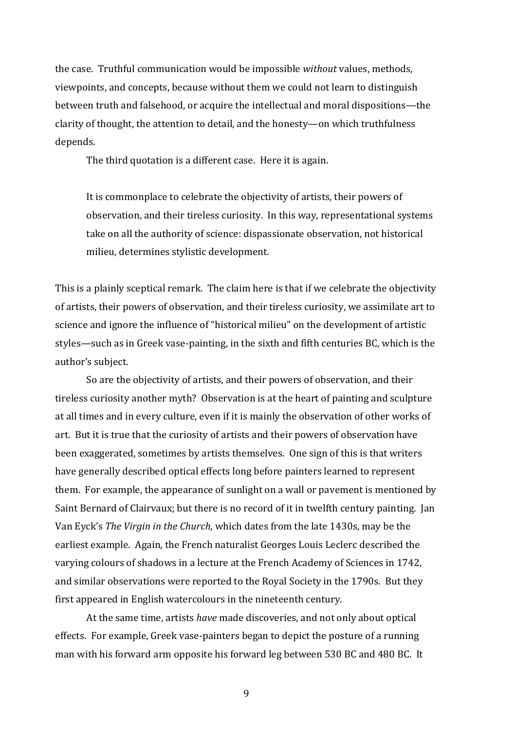the case. Truthful communication would be impossible *without* values, methods, viewpoints, and concepts, because without them we could not learn to distinguish between truth and falsehood, or acquire the intellectual and moral dispositions—the clarity of thought, the attention to detail, and the honesty—on which truthfulness depends.

The third quotation is a different case. Here it is again.

> It is commonplace to celebrate the objectivity of artists, their powers of observation, and their tireless curiosity. In this way, representational systems take on all the authority of science: dispassionate observation, not historical milieu, determines stylistic development.

This is a plainly sceptical remark. The claim here is that if we celebrate the objectivity of artists, their powers of observation, and their tireless curiosity, we assimilate art to science and ignore the influence of "historical milieu" on the development of artistic styles—such as in Greek vase-painting, in the sixth and fifth centuries BC, which is the author's subject.

So are the objectivity of artists, and their powers of observation, and their tireless curiosity another myth? Observation is at the heart of painting and sculpture at all times and in every culture, even if it is mainly the observation of other works of art. But it is true that the curiosity of artists and their powers of observation have been exaggerated, sometimes by artists themselves. One sign of this is that writers have generally described optical effects long before painters learned to represent them. For example, the appearance of sunlight on a wall or pavement is mentioned by Saint Bernard of Clairvaux; but there is no record of it in twelfth century painting. Jan Van Eyck's *The Virgin in the Church*, which dates from the late 1430s, may be the earliest example. Again, the French naturalist Georges Louis Leclerc described the varying colours of shadows in a lecture at the French Academy of Sciences in 1742, and similar observations were reported to the Royal Society in the 1790s. But they first appeared in English watercolours in the nineteenth century.

At the same time, artists *have* made discoveries, and not only about optical effects. For example, Greek vase-painters began to depict the posture of a running man with his forward arm opposite his forward leg between 530 BC and 480 BC. It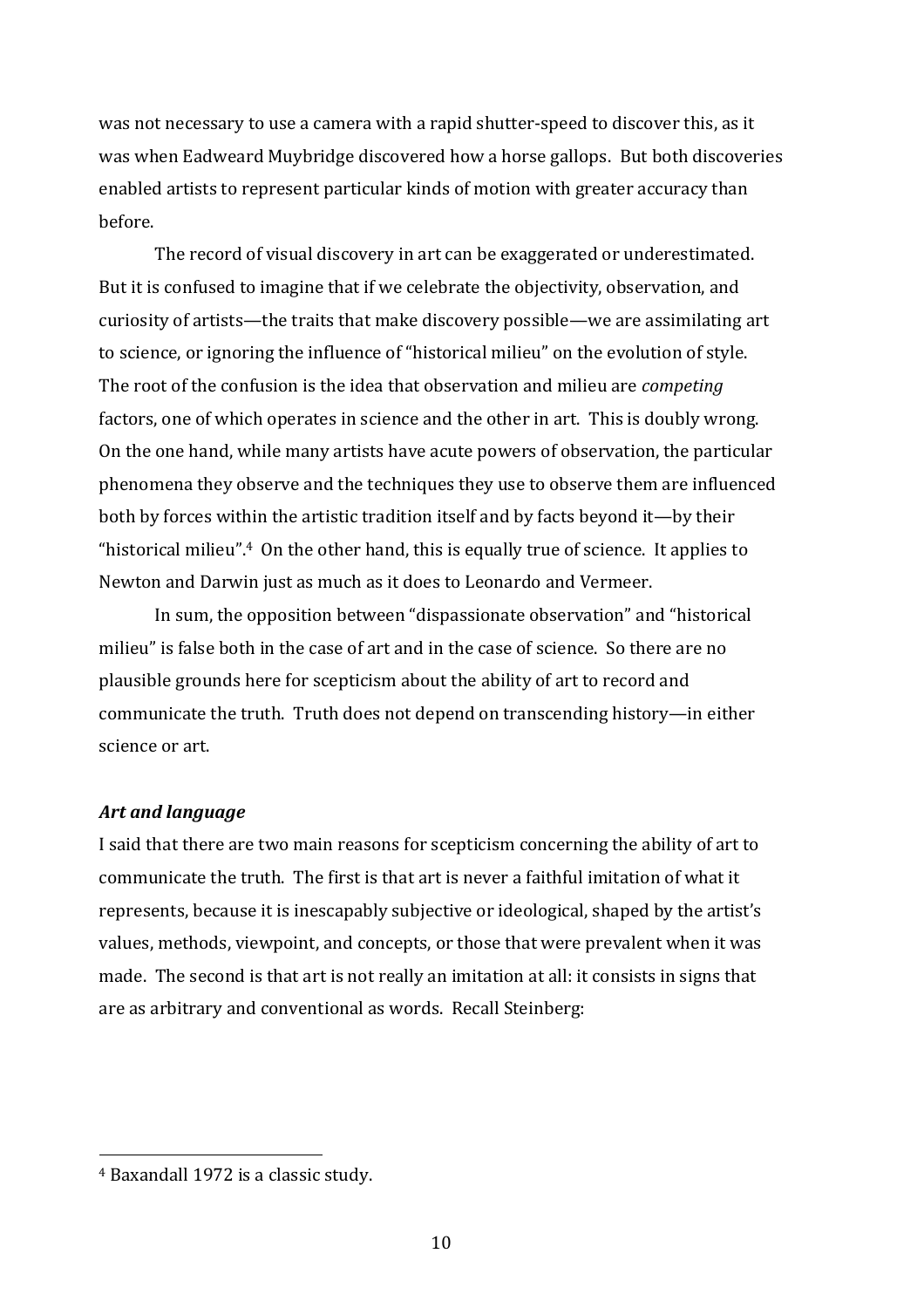was not necessary to use a camera with a rapid shutter-speed to discover this, as it was when Eadweard Muybridge discovered how a horse gallops. But both discoveries enabled artists to represent particular kinds of motion with greater accuracy than before.

The record of visual discovery in art can be exaggerated or underestimated. But it is confused to imagine that if we celebrate the objectivity, observation, and curiosity of artists—the traits that make discovery possible—we are assimilating art to science, or ignoring the influence of "historical milieu" on the evolution of style. The root of the confusion is the idea that observation and milieu are *competing* factors, one of which operates in science and the other in art. This is doubly wrong. On the one hand, while many artists have acute powers of observation, the particular phenomena they observe and the techniques they use to observe them are influenced both by forces within the artistic tradition itself and by facts beyond it—by their "historical milieu".[4] On the other hand, this is equally true of science. It applies to Newton and Darwin just as much as it does to Leonardo and Vermeer.

In sum, the opposition between "dispassionate observation" and "historical milieu" is false both in the case of art and in the case of science. So there are no plausible grounds here for scepticism about the ability of art to record and communicate the truth. Truth does not depend on transcending history—in either science or art.

### *Art and language*

I said that there are two main reasons for scepticism concerning the ability of art to communicate the truth. The first is that art is never a faithful imitation of what it represents, because it is inescapably subjective or ideological, shaped by the artist's values, methods, viewpoint, and concepts, or those that were prevalent when it was made. The second is that art is not really an imitation at all: it consists in signs that are as arbitrary and conventional as words. Recall Steinberg:

[4] Baxandall 1972 is a classic study.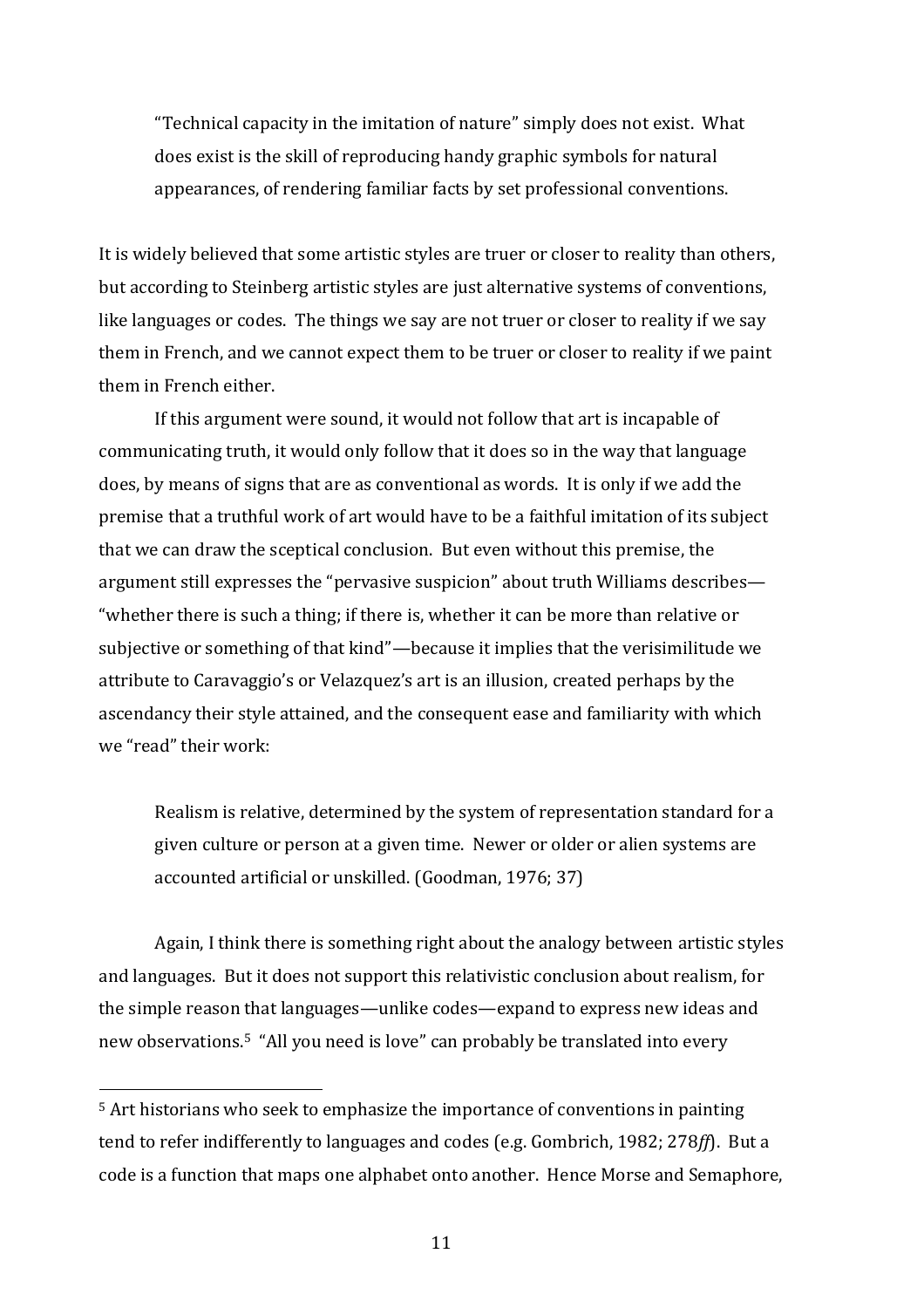> "Technical capacity in the imitation of nature" simply does not exist. What does exist is the skill of reproducing handy graphic symbols for natural appearances, of rendering familiar facts by set professional conventions.

It is widely believed that some artistic styles are truer or closer to reality than others, but according to Steinberg artistic styles are just alternative systems of conventions, like languages or codes. The things we say are not truer or closer to reality if we say them in French, and we cannot expect them to be truer or closer to reality if we paint them in French either.

If this argument were sound, it would not follow that art is incapable of communicating truth, it would only follow that it does so in the way that language does, by means of signs that are as conventional as words. It is only if we add the premise that a truthful work of art would have to be a faithful imitation of its subject that we can draw the sceptical conclusion. But even without this premise, the argument still expresses the "pervasive suspicion" about truth Williams describes—"whether there is such a thing; if there is, whether it can be more than relative or subjective or something of that kind"—because it implies that the verisimilitude we attribute to Caravaggio's or Velazquez's art is an illusion, created perhaps by the ascendancy their style attained, and the consequent ease and familiarity with which we "read" their work:

> Realism is relative, determined by the system of representation standard for a given culture or person at a given time. Newer or older or alien systems are accounted artificial or unskilled. (Goodman, 1976; 37)

Again, I think there is something right about the analogy between artistic styles and languages. But it does not support this relativistic conclusion about realism, for the simple reason that languages—unlike codes—expand to express new ideas and new observations.[5] "All you need is love" can probably be translated into every

[5] Art historians who seek to emphasize the importance of conventions in painting tend to refer indifferently to languages and codes (e.g. Gombrich, 1982; 278*ff*). But a code is a function that maps one alphabet onto another. Hence Morse and Semaphore,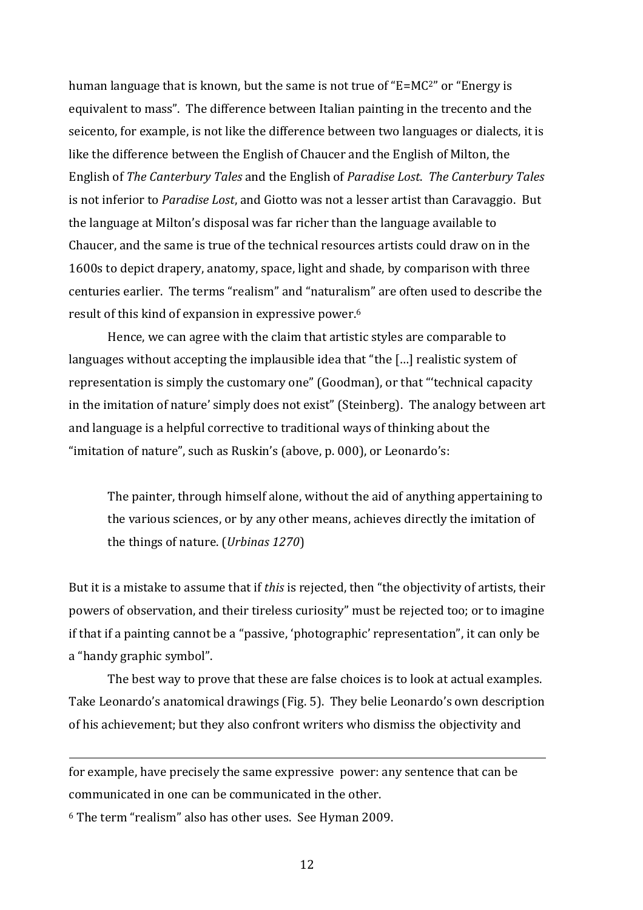human language that is known, but the same is not true of "$E=MC^2$" or "Energy is equivalent to mass". The difference between Italian painting in the trecento and the seicento, for example, is not like the difference between two languages or dialects, it is like the difference between the English of Chaucer and the English of Milton, the English of *The Canterbury Tales* and the English of *Paradise Lost*. *The Canterbury Tales* is not inferior to *Paradise Lost*, and Giotto was not a lesser artist than Caravaggio. But the language at Milton's disposal was far richer than the language available to Chaucer, and the same is true of the technical resources artists could draw on in the 1600s to depict drapery, anatomy, space, light and shade, by comparison with three centuries earlier. The terms "realism" and "naturalism" are often used to describe the result of this kind of expansion in expressive power.[6]

Hence, we can agree with the claim that artistic styles are comparable to languages without accepting the implausible idea that "the […] realistic system of representation is simply the customary one" (Goodman), or that "'technical capacity in the imitation of nature' simply does not exist" (Steinberg). The analogy between art and language is a helpful corrective to traditional ways of thinking about the "imitation of nature", such as Ruskin's (above, p. 000), or Leonardo's:

> The painter, through himself alone, without the aid of anything appertaining to the various sciences, or by any other means, achieves directly the imitation of the things of nature. (*Urbinas 1270*)

But it is a mistake to assume that if *this* is rejected, then "the objectivity of artists, their powers of observation, and their tireless curiosity" must be rejected too; or to imagine if that if a painting cannot be a "passive, 'photographic' representation", it can only be a "handy graphic symbol".

The best way to prove that these are false choices is to look at actual examples. Take Leonardo's anatomical drawings (Fig. 5). They belie Leonardo's own description of his achievement; but they also confront writers who dismiss the objectivity and

---

for example, have precisely the same expressive power: any sentence that can be communicated in one can be communicated in the other.

[6] The term "realism" also has other uses. See Hyman 2009.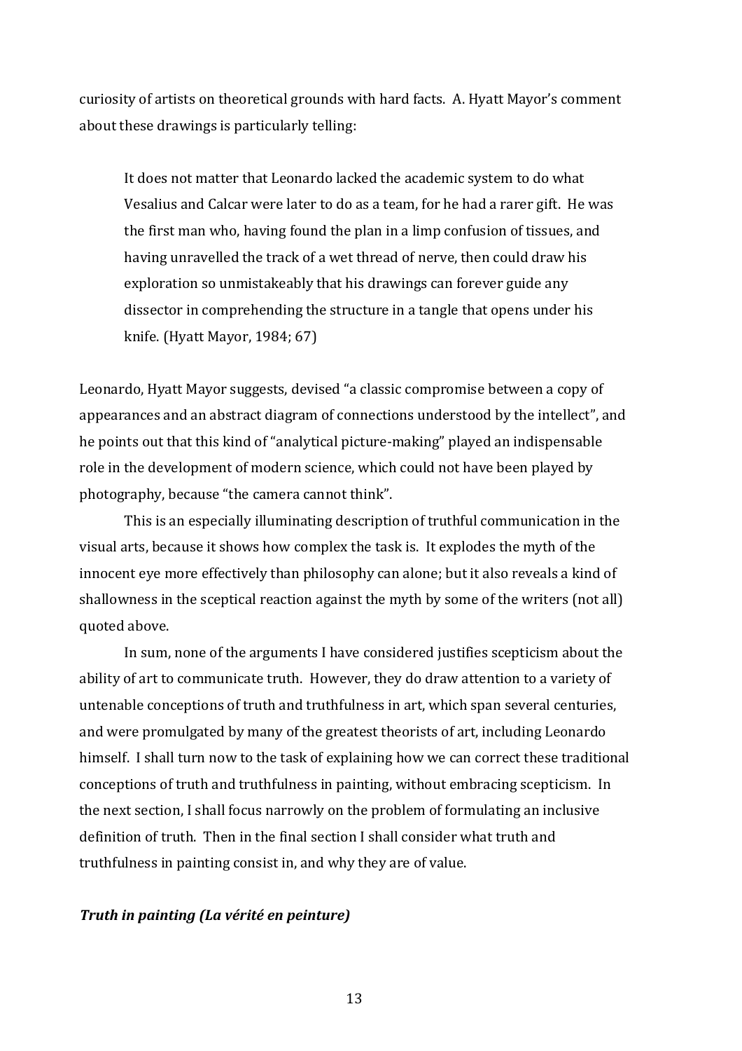curiosity of artists on theoretical grounds with hard facts. A. Hyatt Mayor's comment about these drawings is particularly telling:

> It does not matter that Leonardo lacked the academic system to do what Vesalius and Calcar were later to do as a team, for he had a rarer gift. He was the first man who, having found the plan in a limp confusion of tissues, and having unravelled the track of a wet thread of nerve, then could draw his exploration so unmistakeably that his drawings can forever guide any dissector in comprehending the structure in a tangle that opens under his knife. (Hyatt Mayor, 1984; 67)

Leonardo, Hyatt Mayor suggests, devised "a classic compromise between a copy of appearances and an abstract diagram of connections understood by the intellect", and he points out that this kind of "analytical picture-making" played an indispensable role in the development of modern science, which could not have been played by photography, because "the camera cannot think".

This is an especially illuminating description of truthful communication in the visual arts, because it shows how complex the task is. It explodes the myth of the innocent eye more effectively than philosophy can alone; but it also reveals a kind of shallowness in the sceptical reaction against the myth by some of the writers (not all) quoted above.

In sum, none of the arguments I have considered justifies scepticism about the ability of art to communicate truth. However, they do draw attention to a variety of untenable conceptions of truth and truthfulness in art, which span several centuries, and were promulgated by many of the greatest theorists of art, including Leonardo himself. I shall turn now to the task of explaining how we can correct these traditional conceptions of truth and truthfulness in painting, without embracing scepticism. In the next section, I shall focus narrowly on the problem of formulating an inclusive definition of truth. Then in the final section I shall consider what truth and truthfulness in painting consist in, and why they are of value.

### ***Truth in painting (La vérité en peinture)***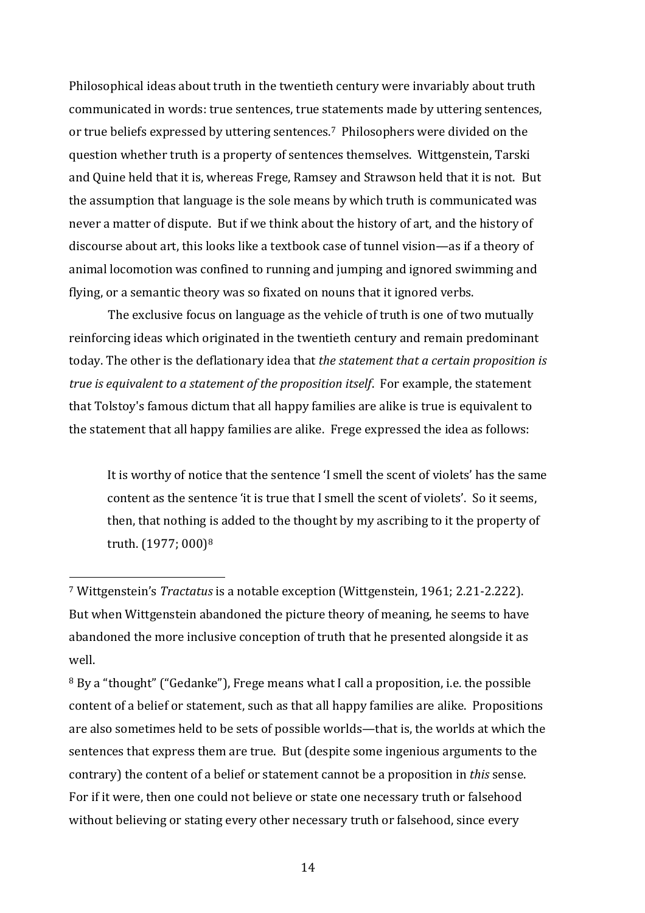Philosophical ideas about truth in the twentieth century were invariably about truth communicated in words: true sentences, true statements made by uttering sentences, or true beliefs expressed by uttering sentences.[7] Philosophers were divided on the question whether truth is a property of sentences themselves. Wittgenstein, Tarski and Quine held that it is, whereas Frege, Ramsey and Strawson held that it is not. But the assumption that language is the sole means by which truth is communicated was never a matter of dispute. But if we think about the history of art, and the history of discourse about art, this looks like a textbook case of tunnel vision—as if a theory of animal locomotion was confined to running and jumping and ignored swimming and flying, or a semantic theory was so fixated on nouns that it ignored verbs.

The exclusive focus on language as the vehicle of truth is one of two mutually reinforcing ideas which originated in the twentieth century and remain predominant today. The other is the deflationary idea that *the statement that a certain proposition is true is equivalent to a statement of the proposition itself*. For example, the statement that Tolstoy's famous dictum that all happy families are alike is true is equivalent to the statement that all happy families are alike. Frege expressed the idea as follows:

> It is worthy of notice that the sentence 'I smell the scent of violets' has the same content as the sentence 'it is true that I smell the scent of violets'. So it seems, then, that nothing is added to the thought by my ascribing to it the property of truth. (1977; 000)[8]

---

[7] Wittgenstein's *Tractatus* is a notable exception (Wittgenstein, 1961; 2.21-2.222). But when Wittgenstein abandoned the picture theory of meaning, he seems to have abandoned the more inclusive conception of truth that he presented alongside it as well.

[8] By a "thought" ("Gedanke"), Frege means what I call a proposition, i.e. the possible content of a belief or statement, such as that all happy families are alike. Propositions are also sometimes held to be sets of possible worlds—that is, the worlds at which the sentences that express them are true. But (despite some ingenious arguments to the contrary) the content of a belief or statement cannot be a proposition in *this* sense. For if it were, then one could not believe or state one necessary truth or falsehood without believing or stating every other necessary truth or falsehood, since every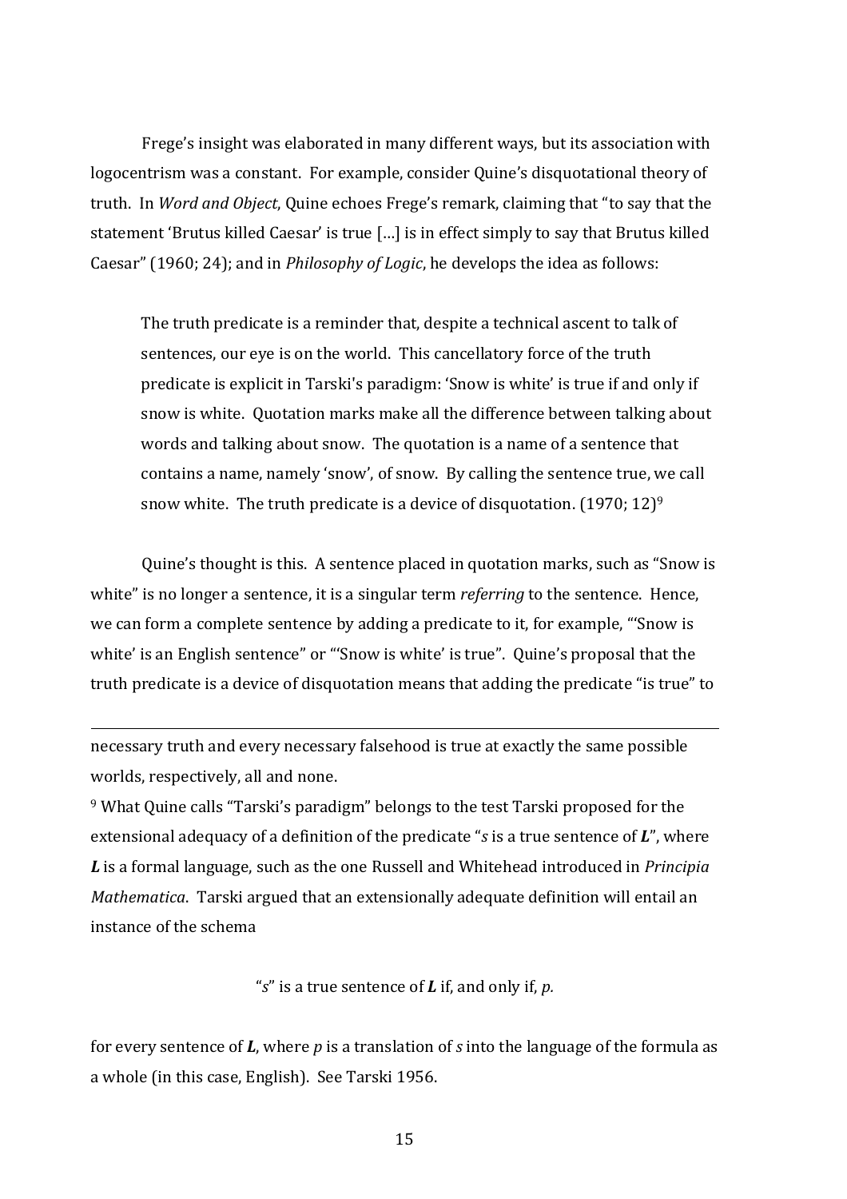Frege's insight was elaborated in many different ways, but its association with logocentrism was a constant. For example, consider Quine's disquotational theory of truth. In *Word and Object*, Quine echoes Frege's remark, claiming that "to say that the statement 'Brutus killed Caesar' is true […] is in effect simply to say that Brutus killed Caesar" (1960; 24); and in *Philosophy of Logic*, he develops the idea as follows:

> The truth predicate is a reminder that, despite a technical ascent to talk of sentences, our eye is on the world. This cancellatory force of the truth predicate is explicit in Tarski's paradigm: 'Snow is white' is true if and only if snow is white. Quotation marks make all the difference between talking about words and talking about snow. The quotation is a name of a sentence that contains a name, namely 'snow', of snow. By calling the sentence true, we call snow white. The truth predicate is a device of disquotation. (1970; 12)[9]

Quine's thought is this. A sentence placed in quotation marks, such as "Snow is white" is no longer a sentence, it is a singular term *referring* to the sentence. Hence, we can form a complete sentence by adding a predicate to it, for example, "'Snow is white' is an English sentence" or "'Snow is white' is true". Quine's proposal that the truth predicate is a device of disquotation means that adding the predicate "is true" to

---

necessary truth and every necessary falsehood is true at exactly the same possible worlds, respectively, all and none.

[9] What Quine calls "Tarski's paradigm" belongs to the test Tarski proposed for the extensional adequacy of a definition of the predicate "*s* is a true sentence of ***L***", where ***L*** is a formal language, such as the one Russell and Whitehead introduced in *Principia Mathematica*. Tarski argued that an extensionally adequate definition will entail an instance of the schema

"*s*" is a true sentence of ***L*** if, and only if, *p.*

for every sentence of ***L***, where *p* is a translation of *s* into the language of the formula as a whole (in this case, English). See Tarski 1956.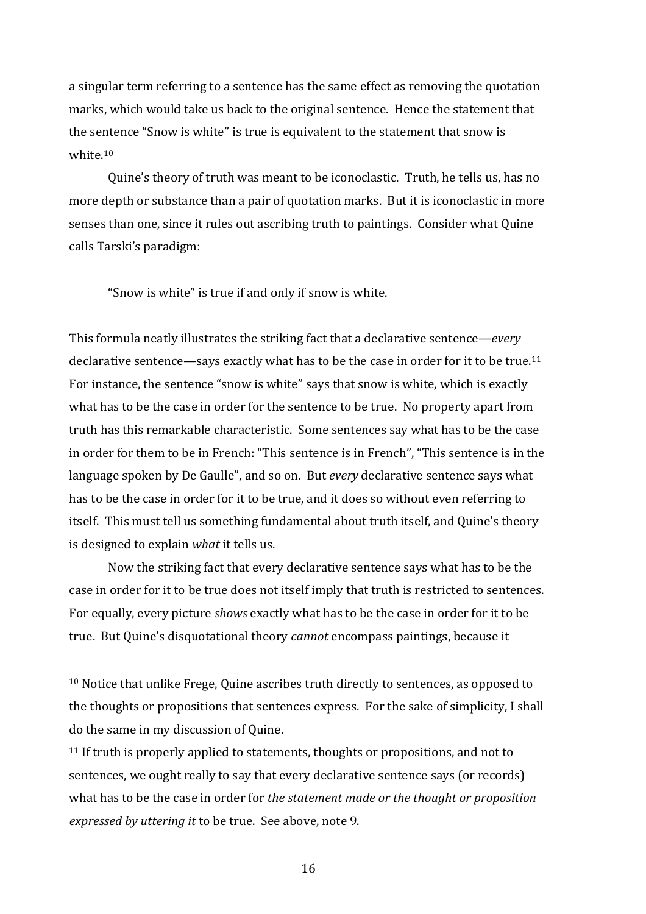a singular term referring to a sentence has the same effect as removing the quotation marks, which would take us back to the original sentence. Hence the statement that the sentence "Snow is white" is true is equivalent to the statement that snow is white.[10]

Quine's theory of truth was meant to be iconoclastic. Truth, he tells us, has no more depth or substance than a pair of quotation marks. But it is iconoclastic in more senses than one, since it rules out ascribing truth to paintings. Consider what Quine calls Tarski's paradigm:

> "Snow is white" is true if and only if snow is white.

This formula neatly illustrates the striking fact that a declarative sentence—*every* declarative sentence—says exactly what has to be the case in order for it to be true.[11] For instance, the sentence "snow is white" says that snow is white, which is exactly what has to be the case in order for the sentence to be true. No property apart from truth has this remarkable characteristic. Some sentences say what has to be the case in order for them to be in French: "This sentence is in French", "This sentence is in the language spoken by De Gaulle", and so on. But *every* declarative sentence says what has to be the case in order for it to be true, and it does so without even referring to itself. This must tell us something fundamental about truth itself, and Quine's theory is designed to explain *what* it tells us.

Now the striking fact that every declarative sentence says what has to be the case in order for it to be true does not itself imply that truth is restricted to sentences. For equally, every picture *shows* exactly what has to be the case in order for it to be true. But Quine's disquotational theory *cannot* encompass paintings, because it

---

[10] Notice that unlike Frege, Quine ascribes truth directly to sentences, as opposed to the thoughts or propositions that sentences express. For the sake of simplicity, I shall do the same in my discussion of Quine.

[11] If truth is properly applied to statements, thoughts or propositions, and not to sentences, we ought really to say that every declarative sentence says (or records) what has to be the case in order for *the statement made or the thought or proposition expressed by uttering it* to be true. See above, note 9.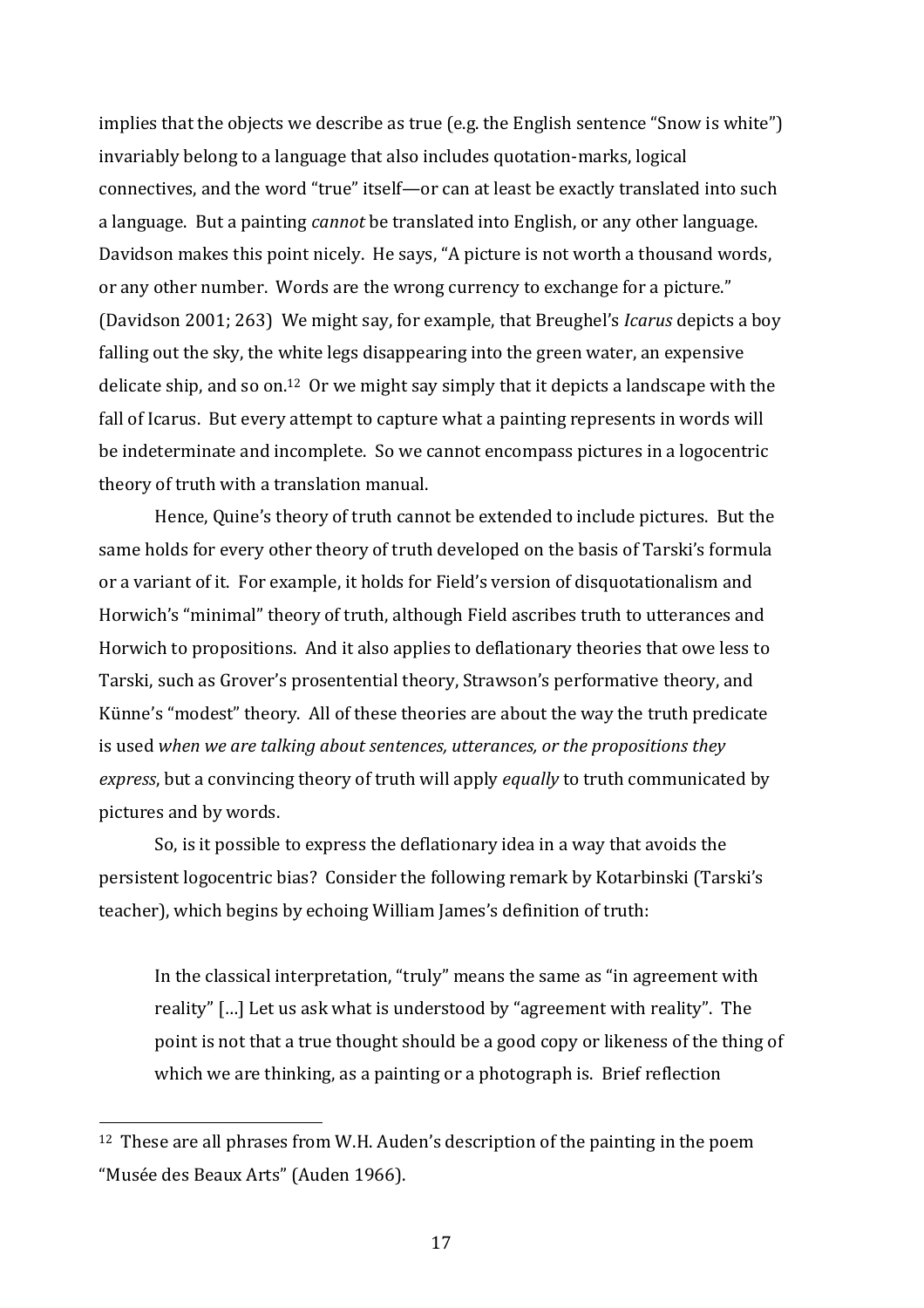implies that the objects we describe as true (e.g. the English sentence "Snow is white") invariably belong to a language that also includes quotation-marks, logical connectives, and the word "true" itself—or can at least be exactly translated into such a language. But a painting *cannot* be translated into English, or any other language. Davidson makes this point nicely. He says, "A picture is not worth a thousand words, or any other number. Words are the wrong currency to exchange for a picture." (Davidson 2001; 263) We might say, for example, that Breughel's *Icarus* depicts a boy falling out the sky, the white legs disappearing into the green water, an expensive delicate ship, and so on.[12] Or we might say simply that it depicts a landscape with the fall of Icarus. But every attempt to capture what a painting represents in words will be indeterminate and incomplete. So we cannot encompass pictures in a logocentric theory of truth with a translation manual.

Hence, Quine's theory of truth cannot be extended to include pictures. But the same holds for every other theory of truth developed on the basis of Tarski's formula or a variant of it. For example, it holds for Field's version of disquotationalism and Horwich's "minimal" theory of truth, although Field ascribes truth to utterances and Horwich to propositions. And it also applies to deflationary theories that owe less to Tarski, such as Grover's prosentential theory, Strawson's performative theory, and Künne's "modest" theory. All of these theories are about the way the truth predicate is used *when we are talking about sentences, utterances, or the propositions they express*, but a convincing theory of truth will apply *equally* to truth communicated by pictures and by words.

So, is it possible to express the deflationary idea in a way that avoids the persistent logocentric bias? Consider the following remark by Kotarbinski (Tarski's teacher), which begins by echoing William James's definition of truth:

> In the classical interpretation, "truly" means the same as "in agreement with reality" […] Let us ask what is understood by "agreement with reality". The point is not that a true thought should be a good copy or likeness of the thing of which we are thinking, as a painting or a photograph is. Brief reflection

[12] These are all phrases from W.H. Auden's description of the painting in the poem "Musée des Beaux Arts" (Auden 1966).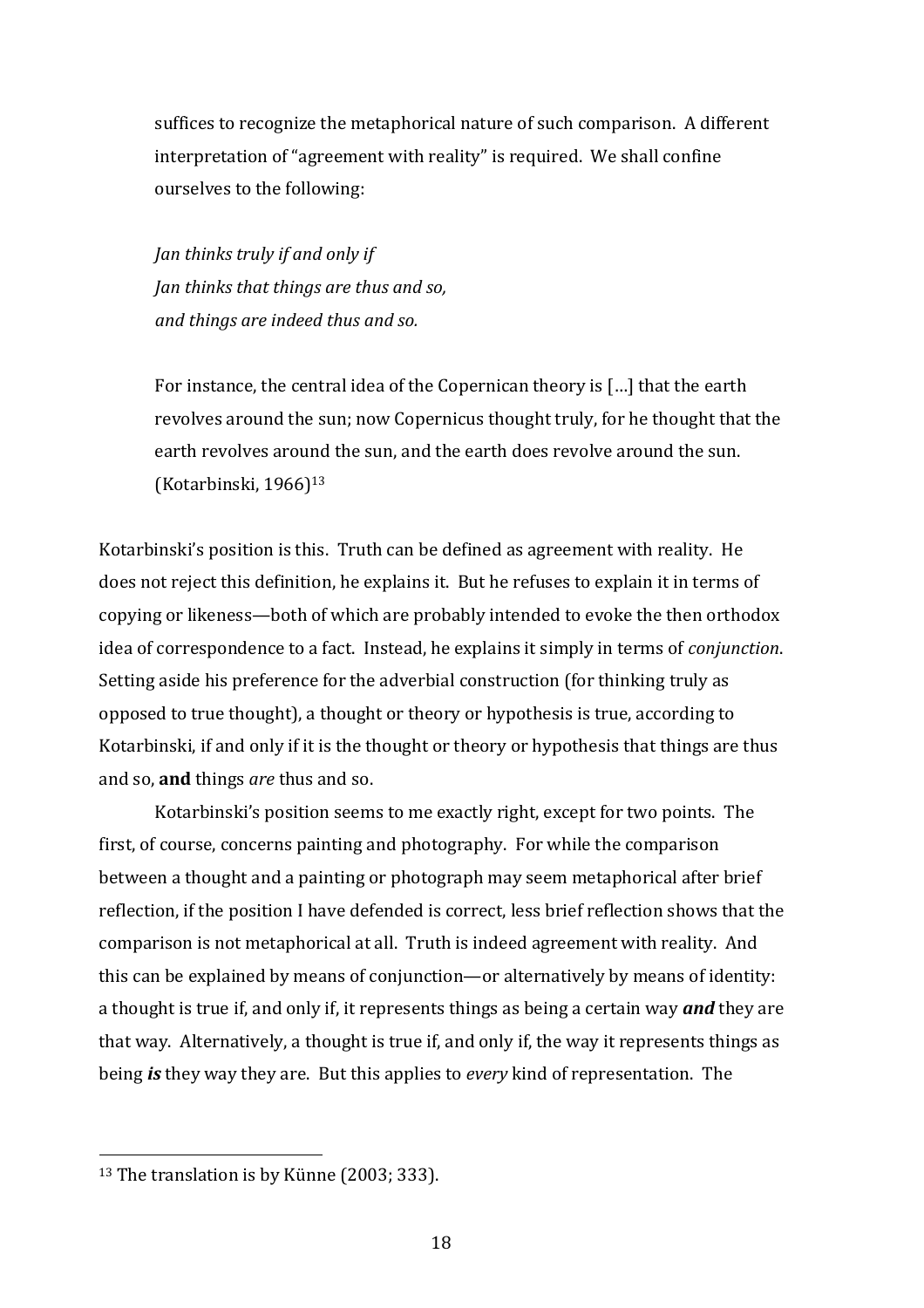suffices to recognize the metaphorical nature of such comparison. A different interpretation of "agreement with reality" is required. We shall confine ourselves to the following:

> *Jan thinks truly if and only if*
> *Jan thinks that things are thus and so,*
> *and things are indeed thus and so.*
>
> For instance, the central idea of the Copernican theory is […] that the earth revolves around the sun; now Copernicus thought truly, for he thought that the earth revolves around the sun, and the earth does revolve around the sun. (Kotarbinski, 1966)[13]

Kotarbinski's position is this. Truth can be defined as agreement with reality. He does not reject this definition, he explains it. But he refuses to explain it in terms of copying or likeness—both of which are probably intended to evoke the then orthodox idea of correspondence to a fact. Instead, he explains it simply in terms of *conjunction*. Setting aside his preference for the adverbial construction (for thinking truly as opposed to true thought), a thought or theory or hypothesis is true, according to Kotarbinski, if and only if it is the thought or theory or hypothesis that things are thus and so, **and** things *are* thus and so.

Kotarbinski's position seems to me exactly right, except for two points. The first, of course, concerns painting and photography. For while the comparison between a thought and a painting or photograph may seem metaphorical after brief reflection, if the position I have defended is correct, less brief reflection shows that the comparison is not metaphorical at all. Truth is indeed agreement with reality. And this can be explained by means of conjunction—or alternatively by means of identity: a thought is true if, and only if, it represents things as being a certain way ***and*** they are that way. Alternatively, a thought is true if, and only if, the way it represents things as being ***is*** they way they are. But this applies to *every* kind of representation. The

[13] The translation is by Künne (2003; 333).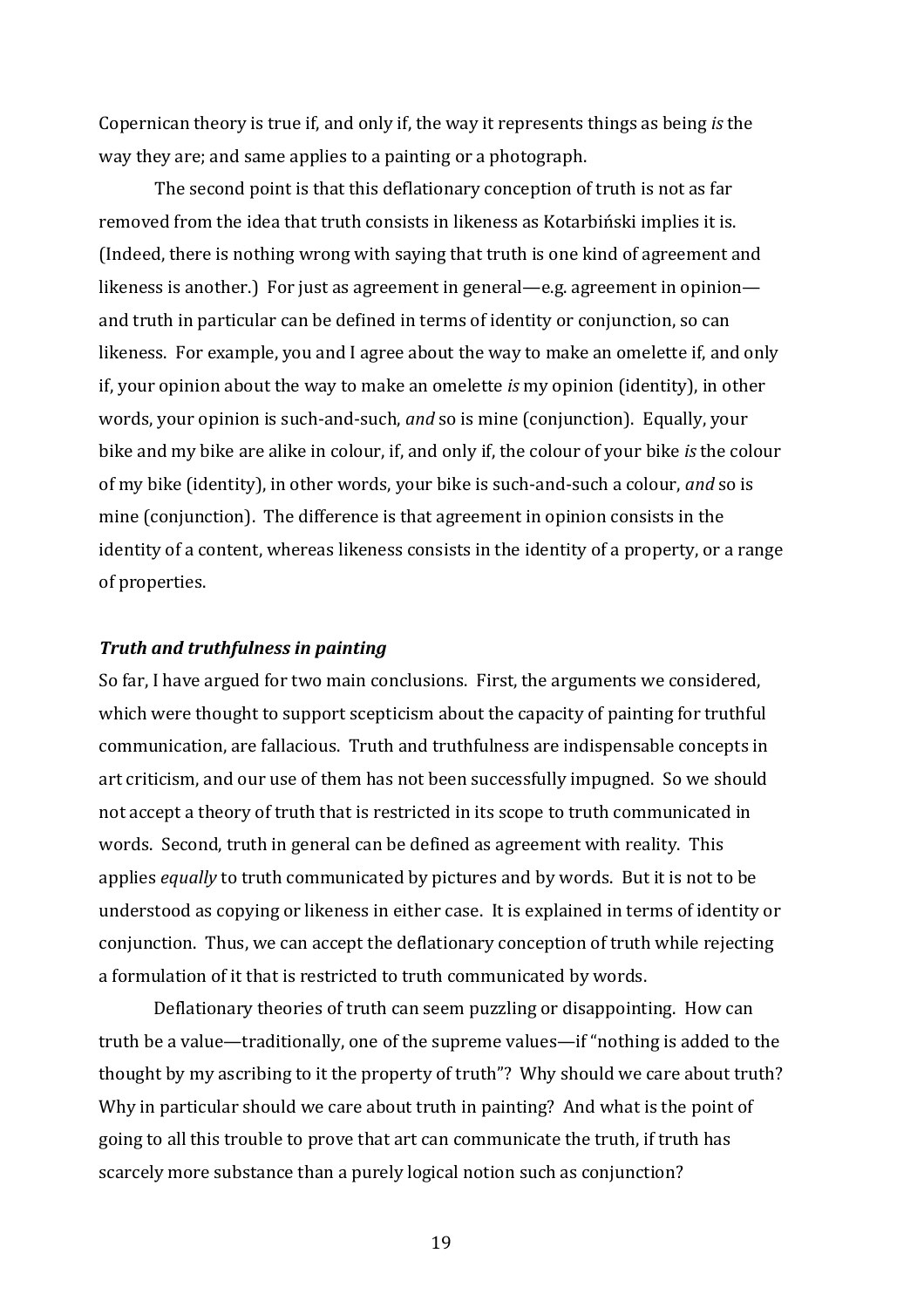Copernican theory is true if, and only if, the way it represents things as being *is* the way they are; and same applies to a painting or a photograph.

The second point is that this deflationary conception of truth is not as far removed from the idea that truth consists in likeness as Kotarbiński implies it is. (Indeed, there is nothing wrong with saying that truth is one kind of agreement and likeness is another.) For just as agreement in general—e.g. agreement in opinion—and truth in particular can be defined in terms of identity or conjunction, so can likeness. For example, you and I agree about the way to make an omelette if, and only if, your opinion about the way to make an omelette *is* my opinion (identity), in other words, your opinion is such-and-such, *and* so is mine (conjunction). Equally, your bike and my bike are alike in colour, if, and only if, the colour of your bike *is* the colour of my bike (identity), in other words, your bike is such-and-such a colour, *and* so is mine (conjunction). The difference is that agreement in opinion consists in the identity of a content, whereas likeness consists in the identity of a property, or a range of properties.

### *Truth and truthfulness in painting*

So far, I have argued for two main conclusions. First, the arguments we considered, which were thought to support scepticism about the capacity of painting for truthful communication, are fallacious. Truth and truthfulness are indispensable concepts in art criticism, and our use of them has not been successfully impugned. So we should not accept a theory of truth that is restricted in its scope to truth communicated in words. Second, truth in general can be defined as agreement with reality. This applies *equally* to truth communicated by pictures and by words. But it is not to be understood as copying or likeness in either case. It is explained in terms of identity or conjunction. Thus, we can accept the deflationary conception of truth while rejecting a formulation of it that is restricted to truth communicated by words.

Deflationary theories of truth can seem puzzling or disappointing. How can truth be a value—traditionally, one of the supreme values—if "nothing is added to the thought by my ascribing to it the property of truth"? Why should we care about truth? Why in particular should we care about truth in painting? And what is the point of going to all this trouble to prove that art can communicate the truth, if truth has scarcely more substance than a purely logical notion such as conjunction?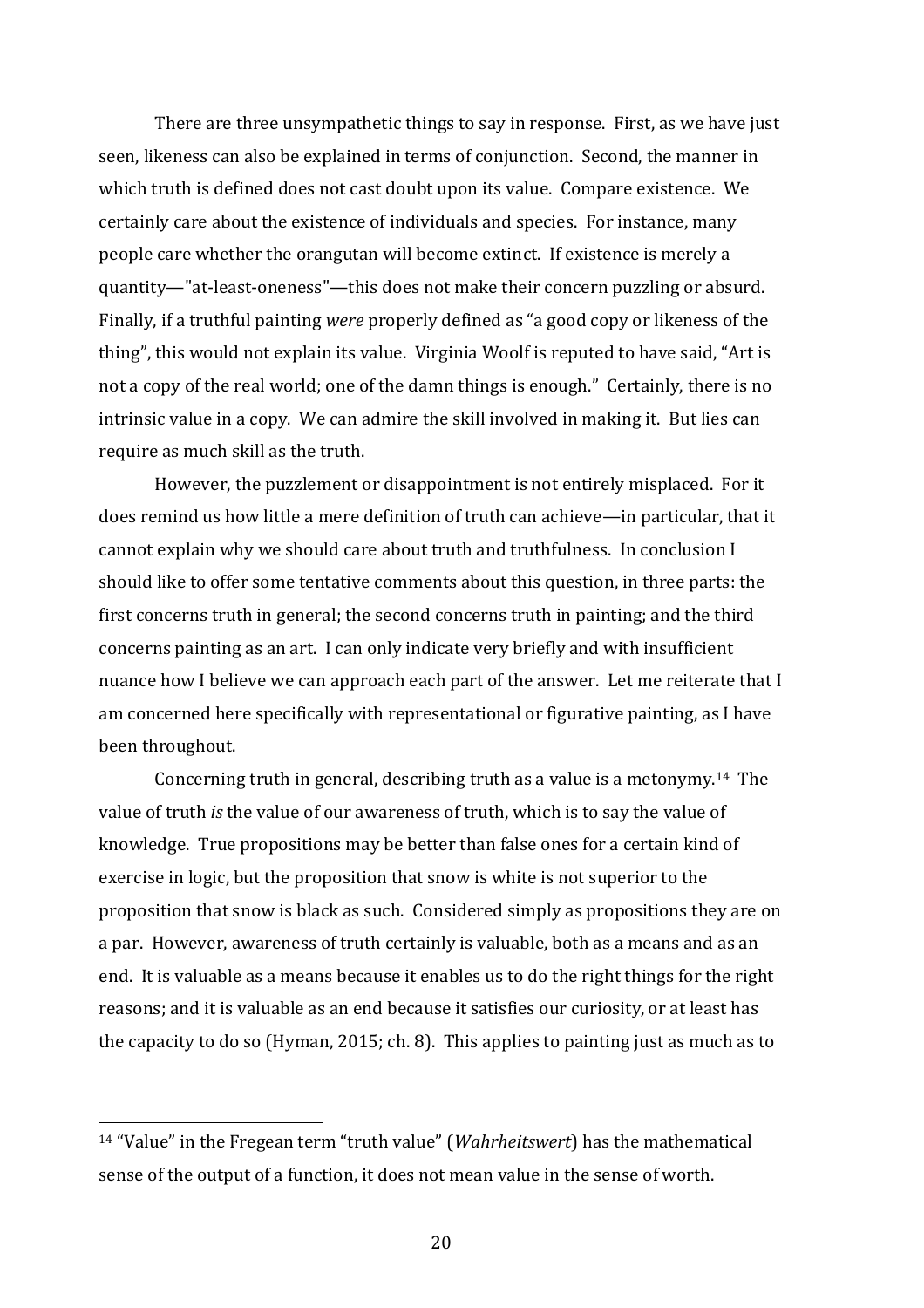There are three unsympathetic things to say in response. First, as we have just seen, likeness can also be explained in terms of conjunction. Second, the manner in which truth is defined does not cast doubt upon its value. Compare existence. We certainly care about the existence of individuals and species. For instance, many people care whether the orangutan will become extinct. If existence is merely a quantity—"at-least-oneness"—this does not make their concern puzzling or absurd. Finally, if a truthful painting *were* properly defined as "a good copy or likeness of the thing", this would not explain its value. Virginia Woolf is reputed to have said, "Art is not a copy of the real world; one of the damn things is enough." Certainly, there is no intrinsic value in a copy. We can admire the skill involved in making it. But lies can require as much skill as the truth.

However, the puzzlement or disappointment is not entirely misplaced. For it does remind us how little a mere definition of truth can achieve—in particular, that it cannot explain why we should care about truth and truthfulness. In conclusion I should like to offer some tentative comments about this question, in three parts: the first concerns truth in general; the second concerns truth in painting; and the third concerns painting as an art. I can only indicate very briefly and with insufficient nuance how I believe we can approach each part of the answer. Let me reiterate that I am concerned here specifically with representational or figurative painting, as I have been throughout.

Concerning truth in general, describing truth as a value is a metonymy.[14] The value of truth *is* the value of our awareness of truth, which is to say the value of knowledge. True propositions may be better than false ones for a certain kind of exercise in logic, but the proposition that snow is white is not superior to the proposition that snow is black as such. Considered simply as propositions they are on a par. However, awareness of truth certainly is valuable, both as a means and as an end. It is valuable as a means because it enables us to do the right things for the right reasons; and it is valuable as an end because it satisfies our curiosity, or at least has the capacity to do so (Hyman, 2015; ch. 8). This applies to painting just as much as to

---

[14] "Value" in the Fregean term "truth value" (*Wahrheitswert*) has the mathematical sense of the output of a function, it does not mean value in the sense of worth.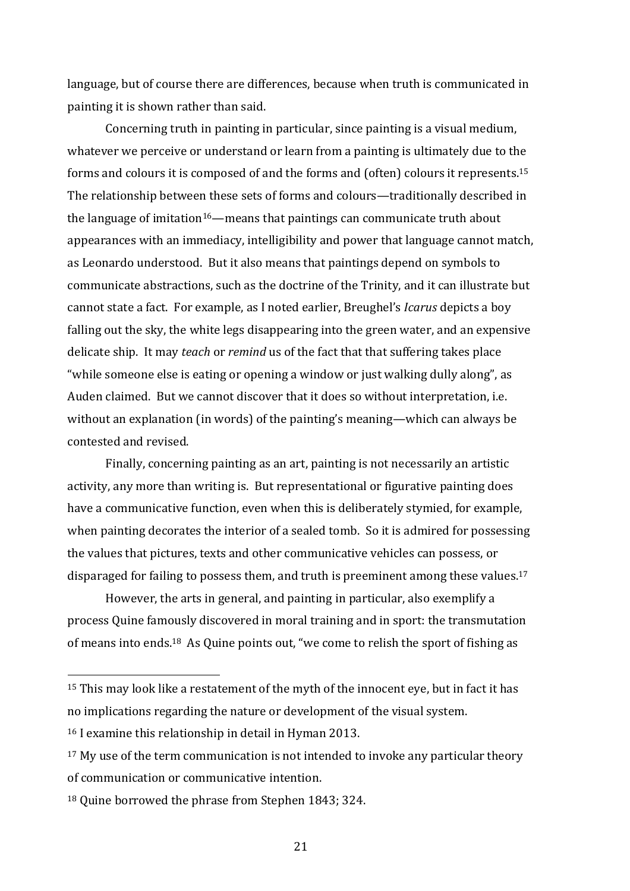language, but of course there are differences, because when truth is communicated in painting it is shown rather than said.

Concerning truth in painting in particular, since painting is a visual medium, whatever we perceive or understand or learn from a painting is ultimately due to the forms and colours it is composed of and the forms and (often) colours it represents.[15] The relationship between these sets of forms and colours—traditionally described in the language of imitation[16]—means that paintings can communicate truth about appearances with an immediacy, intelligibility and power that language cannot match, as Leonardo understood. But it also means that paintings depend on symbols to communicate abstractions, such as the doctrine of the Trinity, and it can illustrate but cannot state a fact. For example, as I noted earlier, Breughel's *Icarus* depicts a boy falling out the sky, the white legs disappearing into the green water, and an expensive delicate ship. It may *teach* or *remind* us of the fact that that suffering takes place "while someone else is eating or opening a window or just walking dully along", as Auden claimed. But we cannot discover that it does so without interpretation, i.e. without an explanation (in words) of the painting's meaning—which can always be contested and revised.

Finally, concerning painting as an art, painting is not necessarily an artistic activity, any more than writing is. But representational or figurative painting does have a communicative function, even when this is deliberately stymied, for example, when painting decorates the interior of a sealed tomb. So it is admired for possessing the values that pictures, texts and other communicative vehicles can possess, or disparaged for failing to possess them, and truth is preeminent among these values.[17]

However, the arts in general, and painting in particular, also exemplify a process Quine famously discovered in moral training and in sport: the transmutation of means into ends.[18] As Quine points out, "we come to relish the sport of fishing as

---

[15] This may look like a restatement of the myth of the innocent eye, but in fact it has no implications regarding the nature or development of the visual system.

[16] I examine this relationship in detail in Hyman 2013.

[17] My use of the term communication is not intended to invoke any particular theory of communication or communicative intention.

[18] Quine borrowed the phrase from Stephen 1843; 324.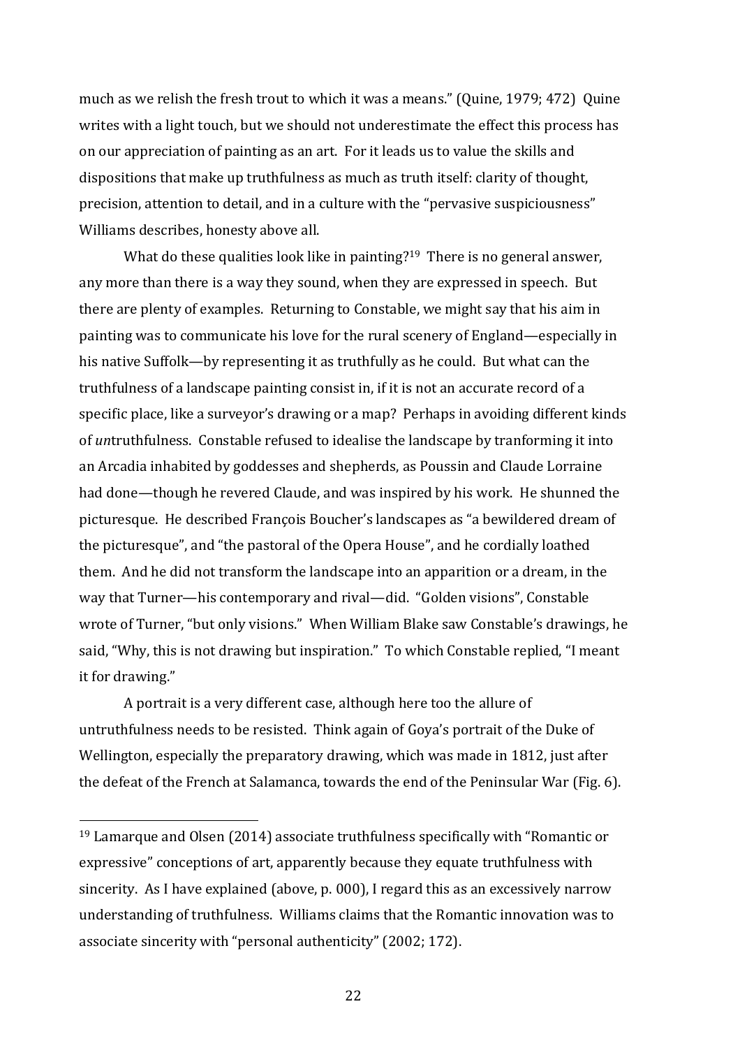much as we relish the fresh trout to which it was a means." (Quine, 1979; 472) Quine writes with a light touch, but we should not underestimate the effect this process has on our appreciation of painting as an art. For it leads us to value the skills and dispositions that make up truthfulness as much as truth itself: clarity of thought, precision, attention to detail, and in a culture with the "pervasive suspiciousness" Williams describes, honesty above all.

What do these qualities look like in painting?[19] There is no general answer, any more than there is a way they sound, when they are expressed in speech. But there are plenty of examples. Returning to Constable, we might say that his aim in painting was to communicate his love for the rural scenery of England—especially in his native Suffolk—by representing it as truthfully as he could. But what can the truthfulness of a landscape painting consist in, if it is not an accurate record of a specific place, like a surveyor's drawing or a map? Perhaps in avoiding different kinds of *un*truthfulness. Constable refused to idealise the landscape by tranforming it into an Arcadia inhabited by goddesses and shepherds, as Poussin and Claude Lorraine had done—though he revered Claude, and was inspired by his work. He shunned the picturesque. He described François Boucher's landscapes as "a bewildered dream of the picturesque", and "the pastoral of the Opera House", and he cordially loathed them. And he did not transform the landscape into an apparition or a dream, in the way that Turner—his contemporary and rival—did. "Golden visions", Constable wrote of Turner, "but only visions." When William Blake saw Constable's drawings, he said, "Why, this is not drawing but inspiration." To which Constable replied, "I meant it for drawing."

A portrait is a very different case, although here too the allure of untruthfulness needs to be resisted. Think again of Goya's portrait of the Duke of Wellington, especially the preparatory drawing, which was made in 1812, just after the defeat of the French at Salamanca, towards the end of the Peninsular War (Fig. 6).

[19] Lamarque and Olsen (2014) associate truthfulness specifically with "Romantic or expressive" conceptions of art, apparently because they equate truthfulness with sincerity. As I have explained (above, p. 000), I regard this as an excessively narrow understanding of truthfulness. Williams claims that the Romantic innovation was to associate sincerity with "personal authenticity" (2002; 172).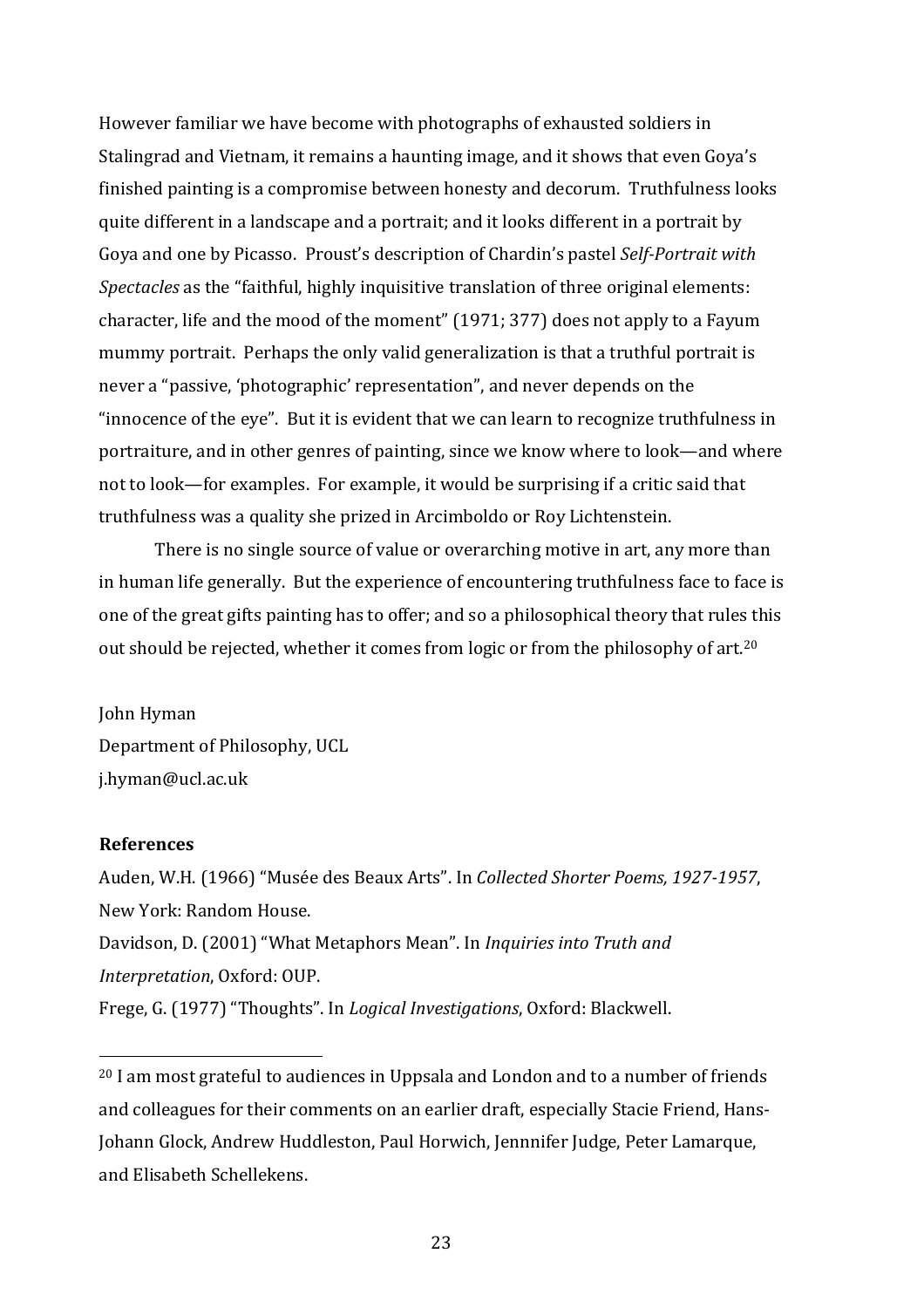However familiar we have become with photographs of exhausted soldiers in Stalingrad and Vietnam, it remains a haunting image, and it shows that even Goya's finished painting is a compromise between honesty and decorum. Truthfulness looks quite different in a landscape and a portrait; and it looks different in a portrait by Goya and one by Picasso. Proust's description of Chardin's pastel *Self-Portrait with Spectacles* as the "faithful, highly inquisitive translation of three original elements: character, life and the mood of the moment" (1971; 377) does not apply to a Fayum mummy portrait. Perhaps the only valid generalization is that a truthful portrait is never a "passive, 'photographic' representation", and never depends on the "innocence of the eye". But it is evident that we can learn to recognize truthfulness in portraiture, and in other genres of painting, since we know where to look—and where not to look—for examples. For example, it would be surprising if a critic said that truthfulness was a quality she prized in Arcimboldo or Roy Lichtenstein.

There is no single source of value or overarching motive in art, any more than in human life generally. But the experience of encountering truthfulness face to face is one of the great gifts painting has to offer; and so a philosophical theory that rules this out should be rejected, whether it comes from logic or from the philosophy of art.[20]

John Hyman
Department of Philosophy, UCL
j.hyman@ucl.ac.uk

**References**

Auden, W.H. (1966) "Musée des Beaux Arts". In *Collected Shorter Poems, 1927-1957*, New York: Random House.

Davidson, D. (2001) "What Metaphors Mean". In *Inquiries into Truth and Interpretation*, Oxford: OUP.

Frege, G. (1977) "Thoughts". In *Logical Investigations*, Oxford: Blackwell.

[20] I am most grateful to audiences in Uppsala and London and to a number of friends and colleagues for their comments on an earlier draft, especially Stacie Friend, Hans-Johann Glock, Andrew Huddleston, Paul Horwich, Jennnifer Judge, Peter Lamarque, and Elisabeth Schellekens.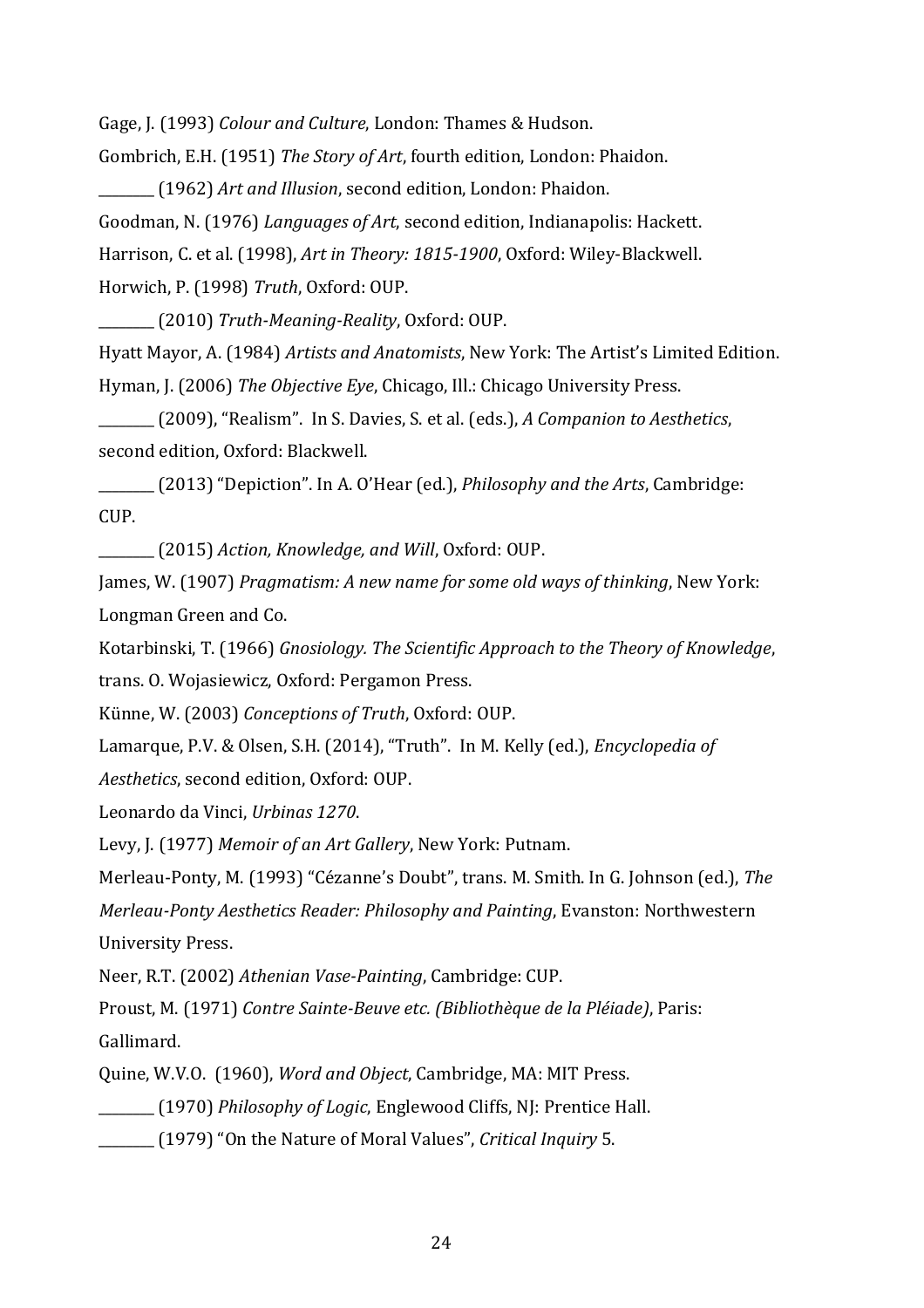Gage, J. (1993) *Colour and Culture*, London: Thames & Hudson.

Gombrich, E.H. (1951) *The Story of Art*, fourth edition, London: Phaidon.

________ (1962) *Art and Illusion*, second edition, London: Phaidon.

Goodman, N. (1976) *Languages of Art*, second edition, Indianapolis: Hackett.

Harrison, C. et al. (1998), *Art in Theory: 1815-1900*, Oxford: Wiley-Blackwell.

Horwich, P. (1998) *Truth*, Oxford: OUP.

________ (2010) *Truth-Meaning-Reality*, Oxford: OUP.

Hyatt Mayor, A. (1984) *Artists and Anatomists*, New York: The Artist's Limited Edition.

Hyman, J. (2006) *The Objective Eye*, Chicago, Ill.: Chicago University Press.

________ (2009), "Realism". In S. Davies, S. et al. (eds.), *A Companion to Aesthetics*, second edition, Oxford: Blackwell.

________ (2013) "Depiction". In A. O'Hear (ed.), *Philosophy and the Arts*, Cambridge: CUP.

________ (2015) *Action, Knowledge, and Will*, Oxford: OUP.

James, W. (1907) *Pragmatism: A new name for some old ways of thinking*, New York: Longman Green and Co.

Kotarbinski, T. (1966) *Gnosiology. The Scientific Approach to the Theory of Knowledge*, trans. O. Wojasiewicz, Oxford: Pergamon Press.

Künne, W. (2003) *Conceptions of Truth*, Oxford: OUP.

Lamarque, P.V. & Olsen, S.H. (2014), "Truth". In M. Kelly (ed.), *Encyclopedia of Aesthetics*, second edition, Oxford: OUP.

Leonardo da Vinci, *Urbinas 1270*.

Levy, J. (1977) *Memoir of an Art Gallery*, New York: Putnam.

Merleau-Ponty, M. (1993) "Cézanne's Doubt", trans. M. Smith. In G. Johnson (ed.), *The Merleau-Ponty Aesthetics Reader: Philosophy and Painting*, Evanston: Northwestern University Press.

Neer, R.T. (2002) *Athenian Vase-Painting*, Cambridge: CUP.

Proust, M. (1971) *Contre Sainte-Beuve etc. (Bibliothèque de la Pléiade)*, Paris: Gallimard.

Quine, W.V.O. (1960), *Word and Object*, Cambridge, MA: MIT Press.

________ (1970) *Philosophy of Logic*, Englewood Cliffs, NJ: Prentice Hall.

________ (1979) "On the Nature of Moral Values", *Critical Inquiry* 5.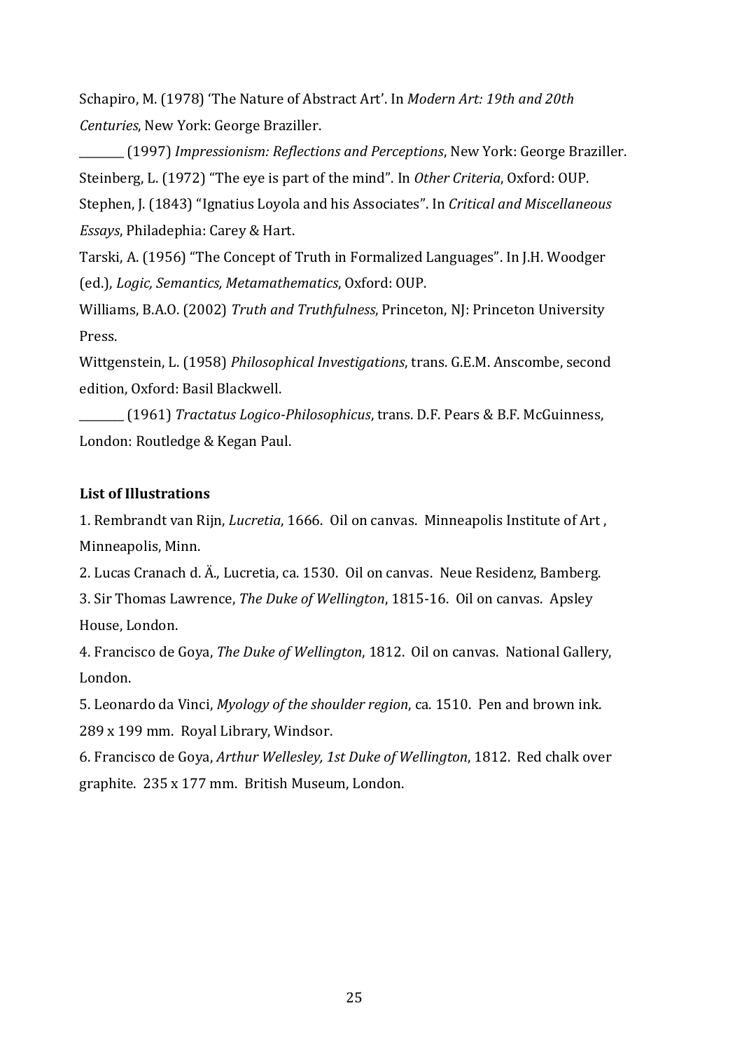Schapiro, M. (1978) 'The Nature of Abstract Art'. In *Modern Art: 19th and 20th Centuries*, New York: George Braziller.

________ (1997) *Impressionism: Reflections and Perceptions*, New York: George Braziller.

Steinberg, L. (1972) "The eye is part of the mind". In *Other Criteria*, Oxford: OUP.

Stephen, J. (1843) "Ignatius Loyola and his Associates". In *Critical and Miscellaneous Essays*, Philadephia: Carey & Hart.

Tarski, A. (1956) "The Concept of Truth in Formalized Languages". In J.H. Woodger (ed.), *Logic, Semantics, Metamathematics*, Oxford: OUP.

Williams, B.A.O. (2002) *Truth and Truthfulness*, Princeton, NJ: Princeton University Press.

Wittgenstein, L. (1958) *Philosophical Investigations*, trans. G.E.M. Anscombe, second edition, Oxford: Basil Blackwell.

________ (1961) *Tractatus Logico-Philosophicus*, trans. D.F. Pears & B.F. McGuinness, London: Routledge & Kegan Paul.

**List of Illustrations**

1. Rembrandt van Rijn, *Lucretia*, 1666. Oil on canvas. Minneapolis Institute of Art , Minneapolis, Minn.
2. Lucas Cranach d. Ä., Lucretia, ca. 1530. Oil on canvas. Neue Residenz, Bamberg.
3. Sir Thomas Lawrence, *The Duke of Wellington*, 1815-16. Oil on canvas. Apsley House, London.
4. Francisco de Goya, *The Duke of Wellington*, 1812. Oil on canvas. National Gallery, London.
5. Leonardo da Vinci, *Myology of the shoulder region*, ca. 1510. Pen and brown ink. 289 x 199 mm. Royal Library, Windsor.
6. Francisco de Goya, *Arthur Wellesley, 1st Duke of Wellington*, 1812. Red chalk over graphite. 235 x 177 mm. British Museum, London.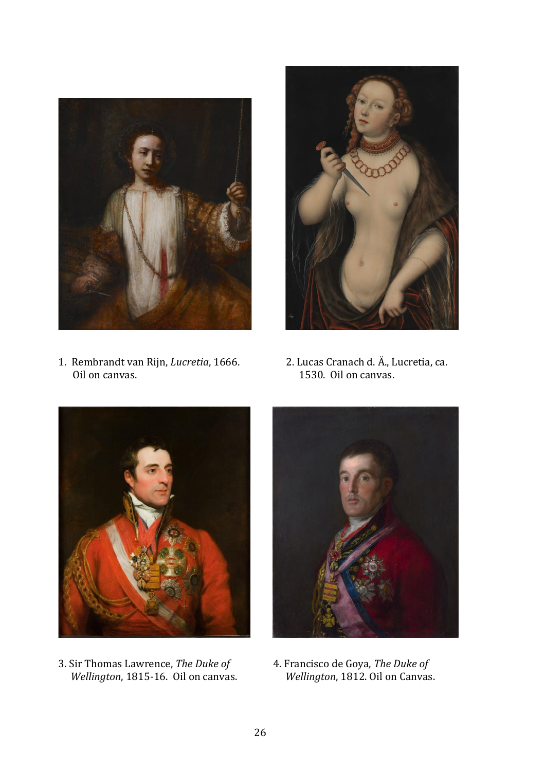1. Rembrandt van Rijn, *Lucretia*, 1666. Oil on canvas.

2. Lucas Cranach d. Ä., Lucretia, ca. 1530. Oil on canvas.

3. Sir Thomas Lawrence, *The Duke of Wellington*, 1815-16. Oil on canvas.

4. Francisco de Goya, *The Duke of Wellington*, 1812. Oil on Canvas.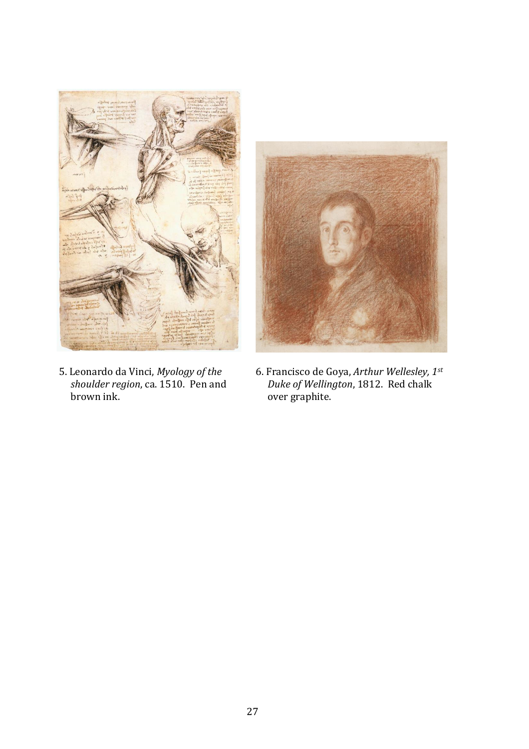5. Leonardo da Vinci, *Myology of the shoulder region*, ca. 1510. Pen and brown ink.

6. Francisco de Goya, *Arthur Wellesley, 1st Duke of Wellington*, 1812. Red chalk over graphite.